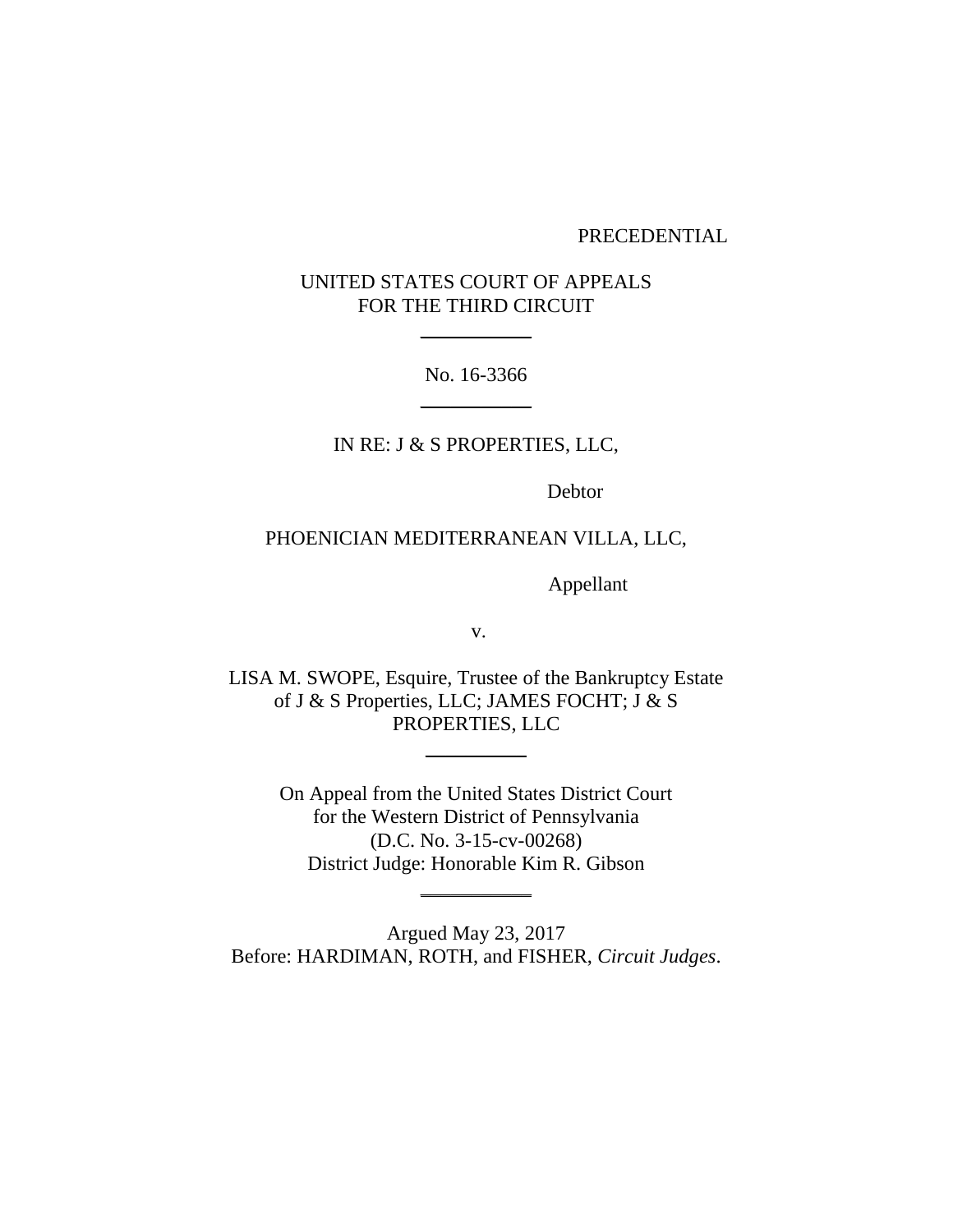PRECEDENTIAL

UNITED STATES COURT OF APPEALS
FOR THE THIRD CIRCUIT

---

No. 16-3366

---

IN RE: J & S PROPERTIES, LLC,

Debtor

PHOENICIAN MEDITERRANEAN VILLA, LLC,

Appellant

v.

LISA M. SWOPE, Esquire, Trustee of the Bankruptcy Estate of J & S Properties, LLC; JAMES FOCHT; J & S PROPERTIES, LLC

---

On Appeal from the United States District Court
for the Western District of Pennsylvania
(D.C. No. 3-15-cv-00268)
District Judge: Honorable Kim R. Gibson

---

Argued May 23, 2017
Before: HARDIMAN, ROTH, and FISHER, *Circuit Judges*.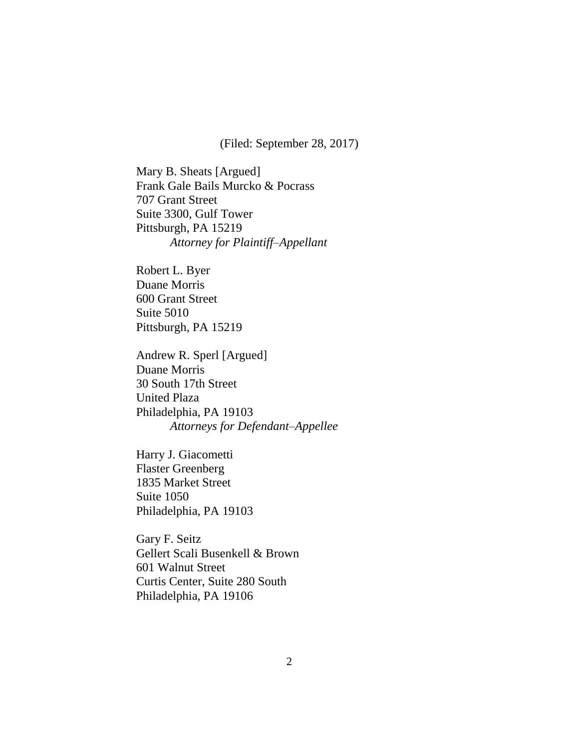(Filed: September 28, 2017)

Mary B. Sheats [Argued]
Frank Gale Bails Murcko & Pocrass
707 Grant Street
Suite 3300, Gulf Tower
Pittsburgh, PA 15219
*Attorney for Plaintiff–Appellant*

Robert L. Byer
Duane Morris
600 Grant Street
Suite 5010
Pittsburgh, PA 15219

Andrew R. Sperl [Argued]
Duane Morris
30 South 17th Street
United Plaza
Philadelphia, PA 19103
*Attorneys for Defendant–Appellee*

Harry J. Giacometti
Flaster Greenberg
1835 Market Street
Suite 1050
Philadelphia, PA 19103

Gary F. Seitz
Gellert Scali Busenkell & Brown
601 Walnut Street
Curtis Center, Suite 280 South
Philadelphia, PA 19106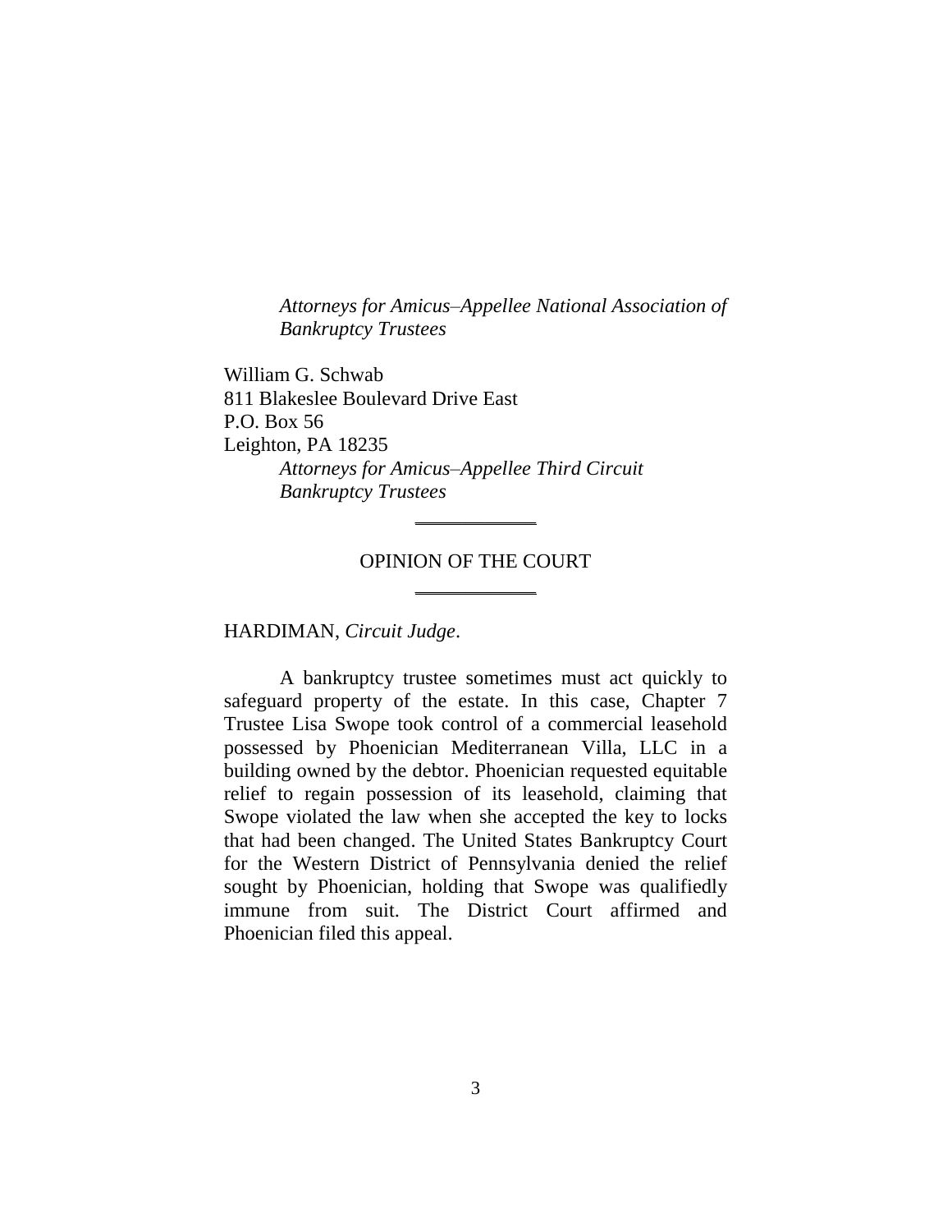*Attorneys for Amicus–Appellee National Association of Bankruptcy Trustees*

William G. Schwab
811 Blakeslee Boulevard Drive East
P.O. Box 56
Leighton, PA 18235

*Attorneys for Amicus–Appellee Third Circuit Bankruptcy Trustees*

---

OPINION OF THE COURT

---

HARDIMAN, *Circuit Judge*.

A bankruptcy trustee sometimes must act quickly to safeguard property of the estate. In this case, Chapter 7 Trustee Lisa Swope took control of a commercial leasehold possessed by Phoenician Mediterranean Villa, LLC in a building owned by the debtor. Phoenician requested equitable relief to regain possession of its leasehold, claiming that Swope violated the law when she accepted the key to locks that had been changed. The United States Bankruptcy Court for the Western District of Pennsylvania denied the relief sought by Phoenician, holding that Swope was qualifiedly immune from suit. The District Court affirmed and Phoenician filed this appeal.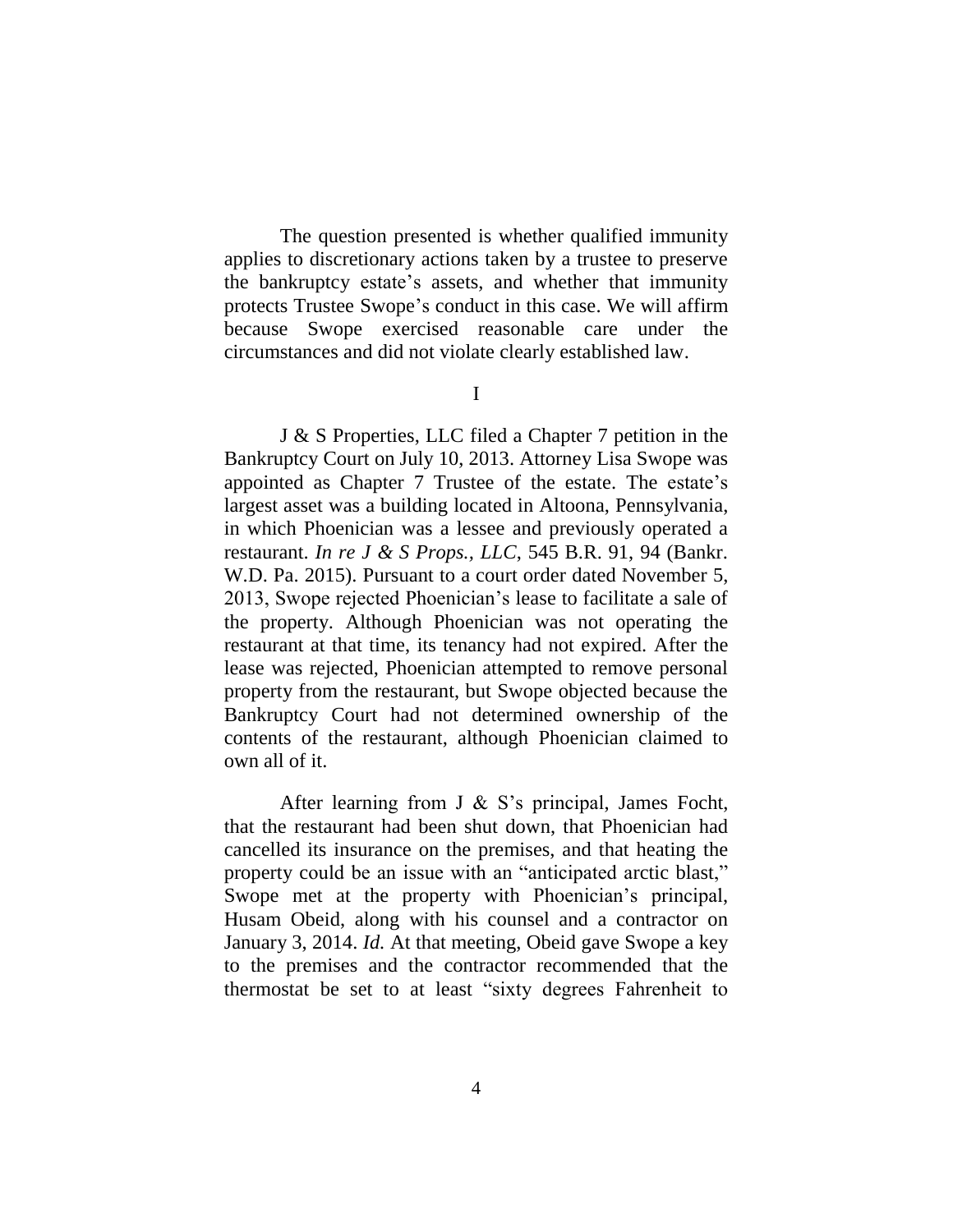The question presented is whether qualified immunity applies to discretionary actions taken by a trustee to preserve the bankruptcy estate's assets, and whether that immunity protects Trustee Swope's conduct in this case. We will affirm because Swope exercised reasonable care under the circumstances and did not violate clearly established law.

I

J & S Properties, LLC filed a Chapter 7 petition in the Bankruptcy Court on July 10, 2013. Attorney Lisa Swope was appointed as Chapter 7 Trustee of the estate. The estate's largest asset was a building located in Altoona, Pennsylvania, in which Phoenician was a lessee and previously operated a restaurant. *In re J & S Props., LLC*, 545 B.R. 91, 94 (Bankr. W.D. Pa. 2015). Pursuant to a court order dated November 5, 2013, Swope rejected Phoenician's lease to facilitate a sale of the property. Although Phoenician was not operating the restaurant at that time, its tenancy had not expired. After the lease was rejected, Phoenician attempted to remove personal property from the restaurant, but Swope objected because the Bankruptcy Court had not determined ownership of the contents of the restaurant, although Phoenician claimed to own all of it.

After learning from J & S's principal, James Focht, that the restaurant had been shut down, that Phoenician had cancelled its insurance on the premises, and that heating the property could be an issue with an "anticipated arctic blast," Swope met at the property with Phoenician's principal, Husam Obeid, along with his counsel and a contractor on January 3, 2014. *Id.* At that meeting, Obeid gave Swope a key to the premises and the contractor recommended that the thermostat be set to at least "sixty degrees Fahrenheit to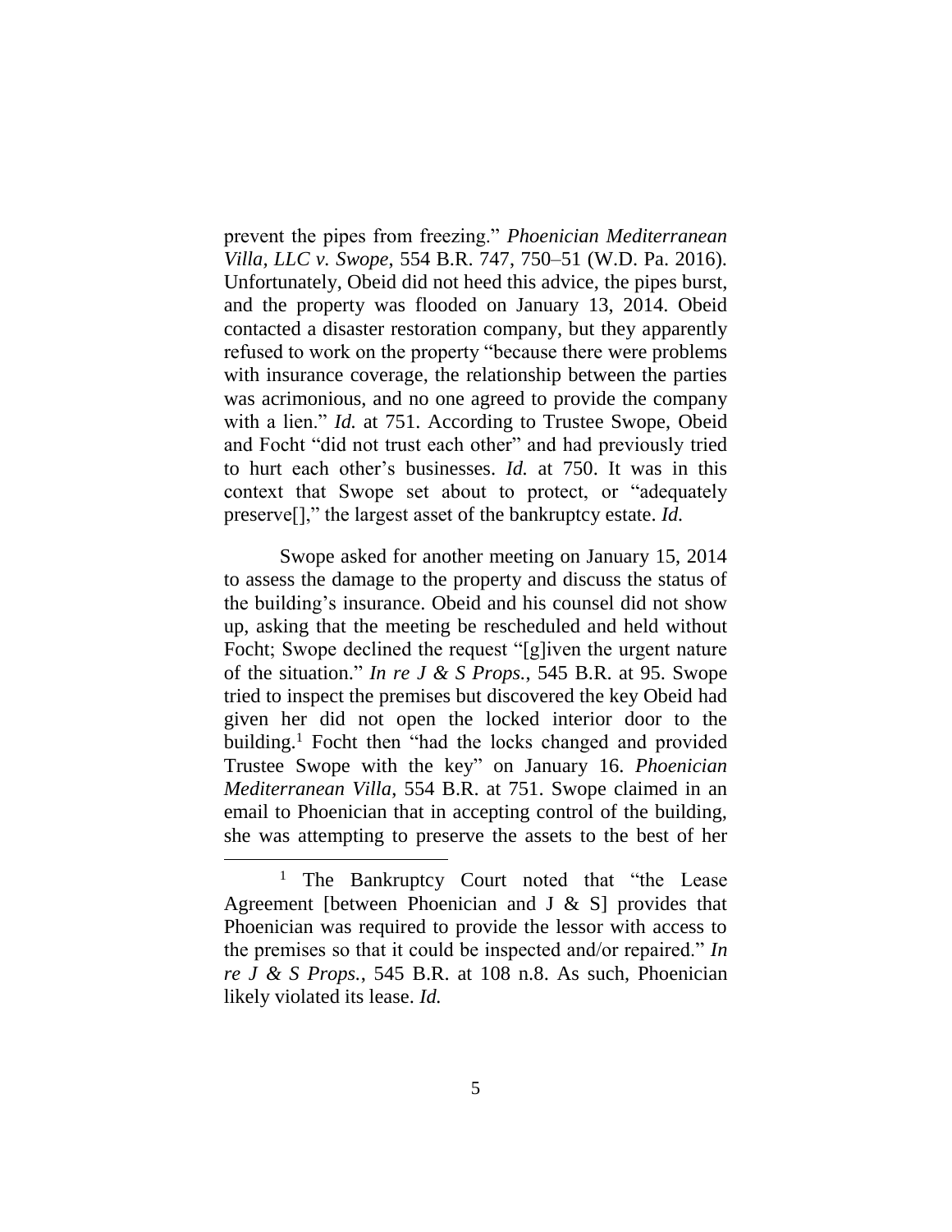prevent the pipes from freezing." *Phoenician Mediterranean Villa, LLC v. Swope*, 554 B.R. 747, 750–51 (W.D. Pa. 2016). Unfortunately, Obeid did not heed this advice, the pipes burst, and the property was flooded on January 13, 2014. Obeid contacted a disaster restoration company, but they apparently refused to work on the property "because there were problems with insurance coverage, the relationship between the parties was acrimonious, and no one agreed to provide the company with a lien." *Id.* at 751. According to Trustee Swope, Obeid and Focht "did not trust each other" and had previously tried to hurt each other's businesses. *Id.* at 750. It was in this context that Swope set about to protect, or "adequately preserve[]," the largest asset of the bankruptcy estate. *Id.*

Swope asked for another meeting on January 15, 2014 to assess the damage to the property and discuss the status of the building's insurance. Obeid and his counsel did not show up, asking that the meeting be rescheduled and held without Focht; Swope declined the request "[g]iven the urgent nature of the situation." *In re J & S Props.*, 545 B.R. at 95. Swope tried to inspect the premises but discovered the key Obeid had given her did not open the locked interior door to the building.[1] Focht then "had the locks changed and provided Trustee Swope with the key" on January 16. *Phoenician Mediterranean Villa*, 554 B.R. at 751. Swope claimed in an email to Phoenician that in accepting control of the building, she was attempting to preserve the assets to the best of her

[1] The Bankruptcy Court noted that "the Lease Agreement [between Phoenician and J & S] provides that Phoenician was required to provide the lessor with access to the premises so that it could be inspected and/or repaired." *In re J & S Props.*, 545 B.R. at 108 n.8. As such, Phoenician likely violated its lease. *Id.*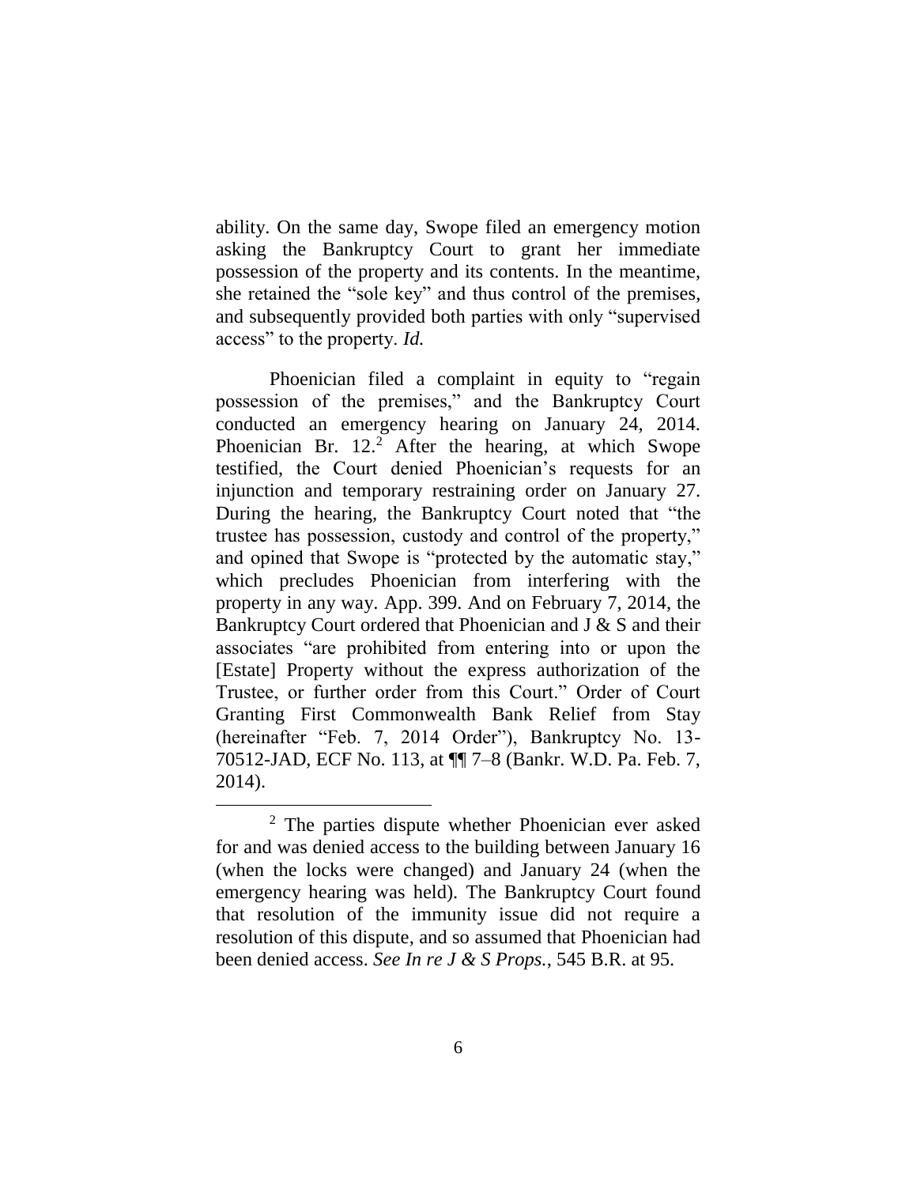ability. On the same day, Swope filed an emergency motion asking the Bankruptcy Court to grant her immediate possession of the property and its contents. In the meantime, she retained the "sole key" and thus control of the premises, and subsequently provided both parties with only "supervised access" to the property. *Id.*

Phoenician filed a complaint in equity to "regain possession of the premises," and the Bankruptcy Court conducted an emergency hearing on January 24, 2014. Phoenician Br. 12.[2] After the hearing, at which Swope testified, the Court denied Phoenician's requests for an injunction and temporary restraining order on January 27. During the hearing, the Bankruptcy Court noted that "the trustee has possession, custody and control of the property," and opined that Swope is "protected by the automatic stay," which precludes Phoenician from interfering with the property in any way. App. 399. And on February 7, 2014, the Bankruptcy Court ordered that Phoenician and J & S and their associates "are prohibited from entering into or upon the [Estate] Property without the express authorization of the Trustee, or further order from this Court." Order of Court Granting First Commonwealth Bank Relief from Stay (hereinafter "Feb. 7, 2014 Order"), Bankruptcy No. 13-70512-JAD, ECF No. 113, at ¶¶ 7–8 (Bankr. W.D. Pa. Feb. 7, 2014).

---

[2] The parties dispute whether Phoenician ever asked for and was denied access to the building between January 16 (when the locks were changed) and January 24 (when the emergency hearing was held). The Bankruptcy Court found that resolution of the immunity issue did not require a resolution of this dispute, and so assumed that Phoenician had been denied access. *See In re J & S Props.*, 545 B.R. at 95.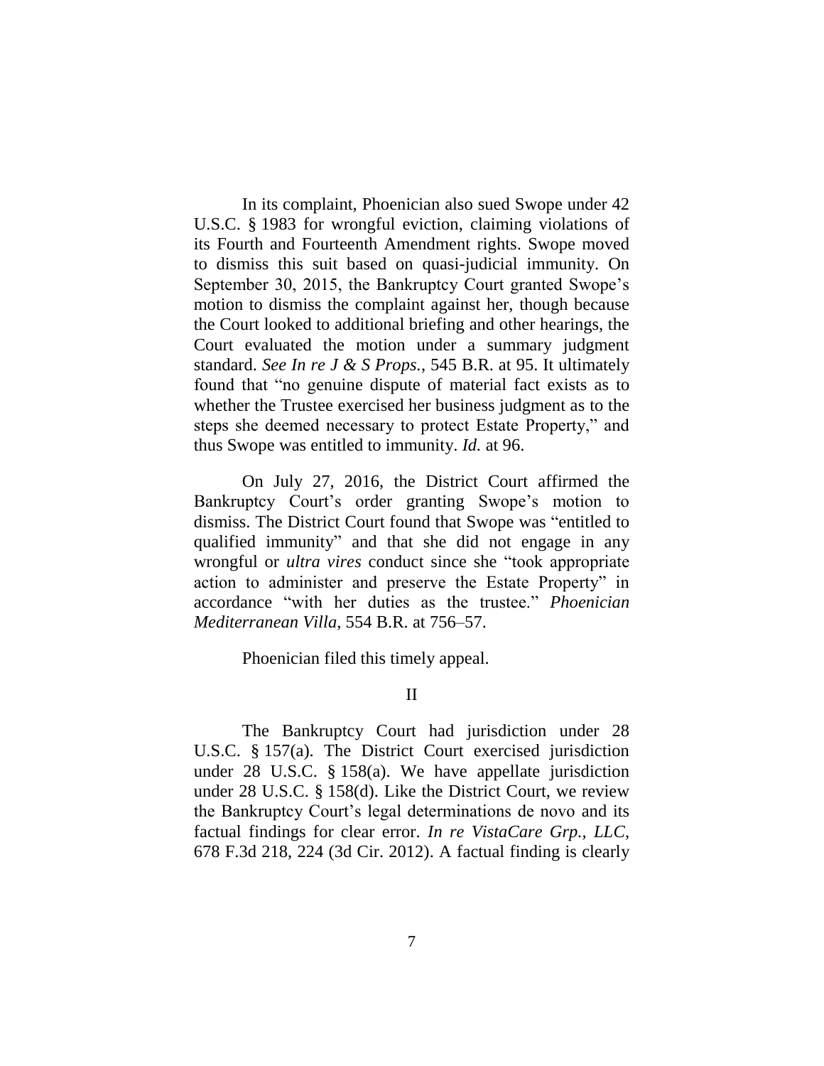In its complaint, Phoenician also sued Swope under 42 U.S.C. § 1983 for wrongful eviction, claiming violations of its Fourth and Fourteenth Amendment rights. Swope moved to dismiss this suit based on quasi-judicial immunity. On September 30, 2015, the Bankruptcy Court granted Swope's motion to dismiss the complaint against her, though because the Court looked to additional briefing and other hearings, the Court evaluated the motion under a summary judgment standard. *See In re J & S Props.*, 545 B.R. at 95. It ultimately found that "no genuine dispute of material fact exists as to whether the Trustee exercised her business judgment as to the steps she deemed necessary to protect Estate Property," and thus Swope was entitled to immunity. *Id.* at 96.

On July 27, 2016, the District Court affirmed the Bankruptcy Court's order granting Swope's motion to dismiss. The District Court found that Swope was "entitled to qualified immunity" and that she did not engage in any wrongful or *ultra vires* conduct since she "took appropriate action to administer and preserve the Estate Property" in accordance "with her duties as the trustee." *Phoenician Mediterranean Villa*, 554 B.R. at 756–57.

Phoenician filed this timely appeal.

II

The Bankruptcy Court had jurisdiction under 28 U.S.C. § 157(a). The District Court exercised jurisdiction under 28 U.S.C. § 158(a). We have appellate jurisdiction under 28 U.S.C. § 158(d). Like the District Court, we review the Bankruptcy Court's legal determinations de novo and its factual findings for clear error. *In re VistaCare Grp., LLC*, 678 F.3d 218, 224 (3d Cir. 2012). A factual finding is clearly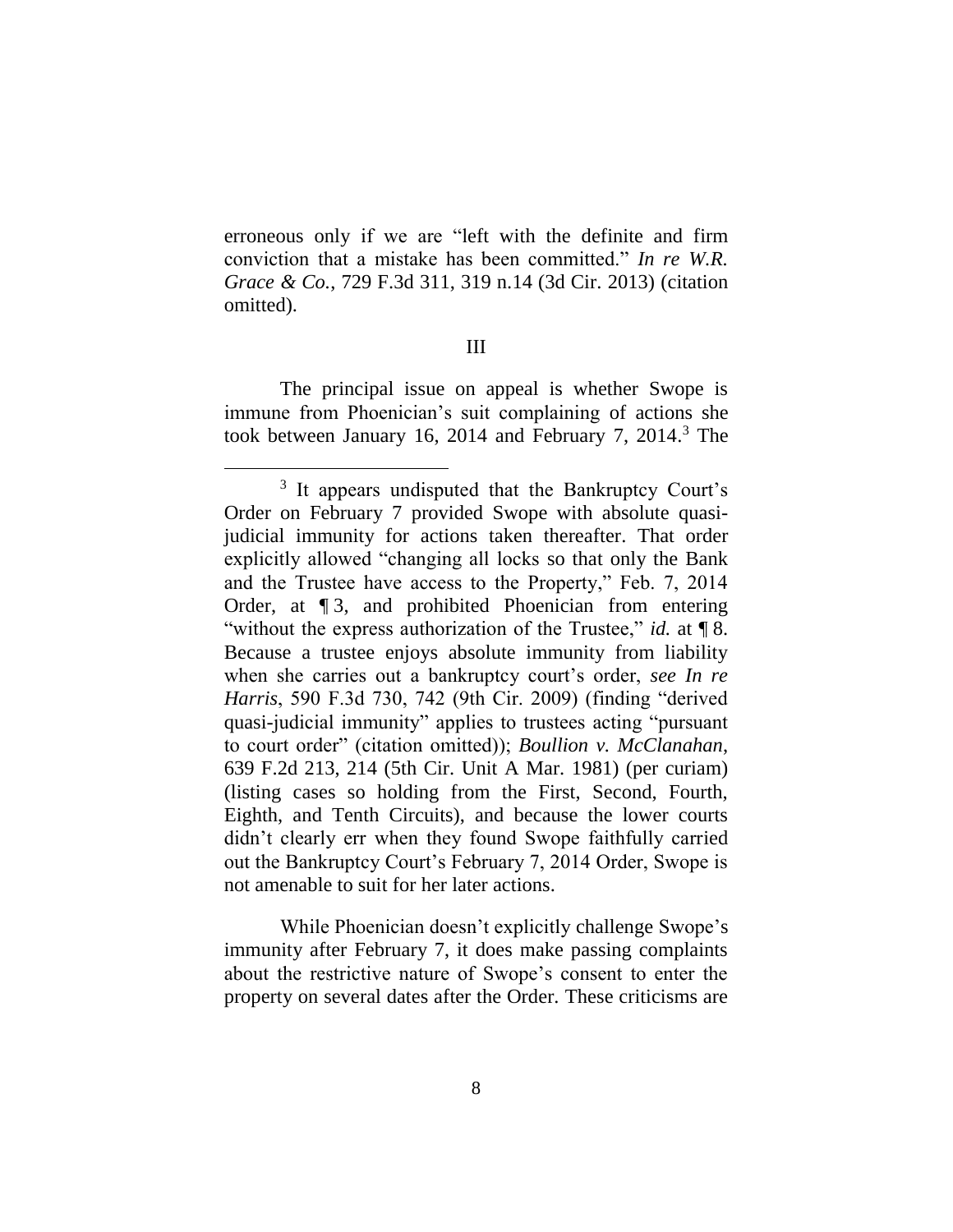erroneous only if we are "left with the definite and firm conviction that a mistake has been committed." *In re W.R. Grace & Co.*, 729 F.3d 311, 319 n.14 (3d Cir. 2013) (citation omitted).

III

The principal issue on appeal is whether Swope is immune from Phoenician's suit complaining of actions she took between January 16, 2014 and February 7, 2014.[3] The

[3] It appears undisputed that the Bankruptcy Court's Order on February 7 provided Swope with absolute quasi-judicial immunity for actions taken thereafter. That order explicitly allowed "changing all locks so that only the Bank and the Trustee have access to the Property," Feb. 7, 2014 Order, at ¶ 3, and prohibited Phoenician from entering "without the express authorization of the Trustee," *id.* at ¶ 8. Because a trustee enjoys absolute immunity from liability when she carries out a bankruptcy court's order, *see In re Harris*, 590 F.3d 730, 742 (9th Cir. 2009) (finding "derived quasi-judicial immunity" applies to trustees acting "pursuant to court order" (citation omitted)); *Boullion v. McClanahan*, 639 F.2d 213, 214 (5th Cir. Unit A Mar. 1981) (per curiam) (listing cases so holding from the First, Second, Fourth, Eighth, and Tenth Circuits), and because the lower courts didn't clearly err when they found Swope faithfully carried out the Bankruptcy Court's February 7, 2014 Order, Swope is not amenable to suit for her later actions.

While Phoenician doesn't explicitly challenge Swope's immunity after February 7, it does make passing complaints about the restrictive nature of Swope's consent to enter the property on several dates after the Order. These criticisms are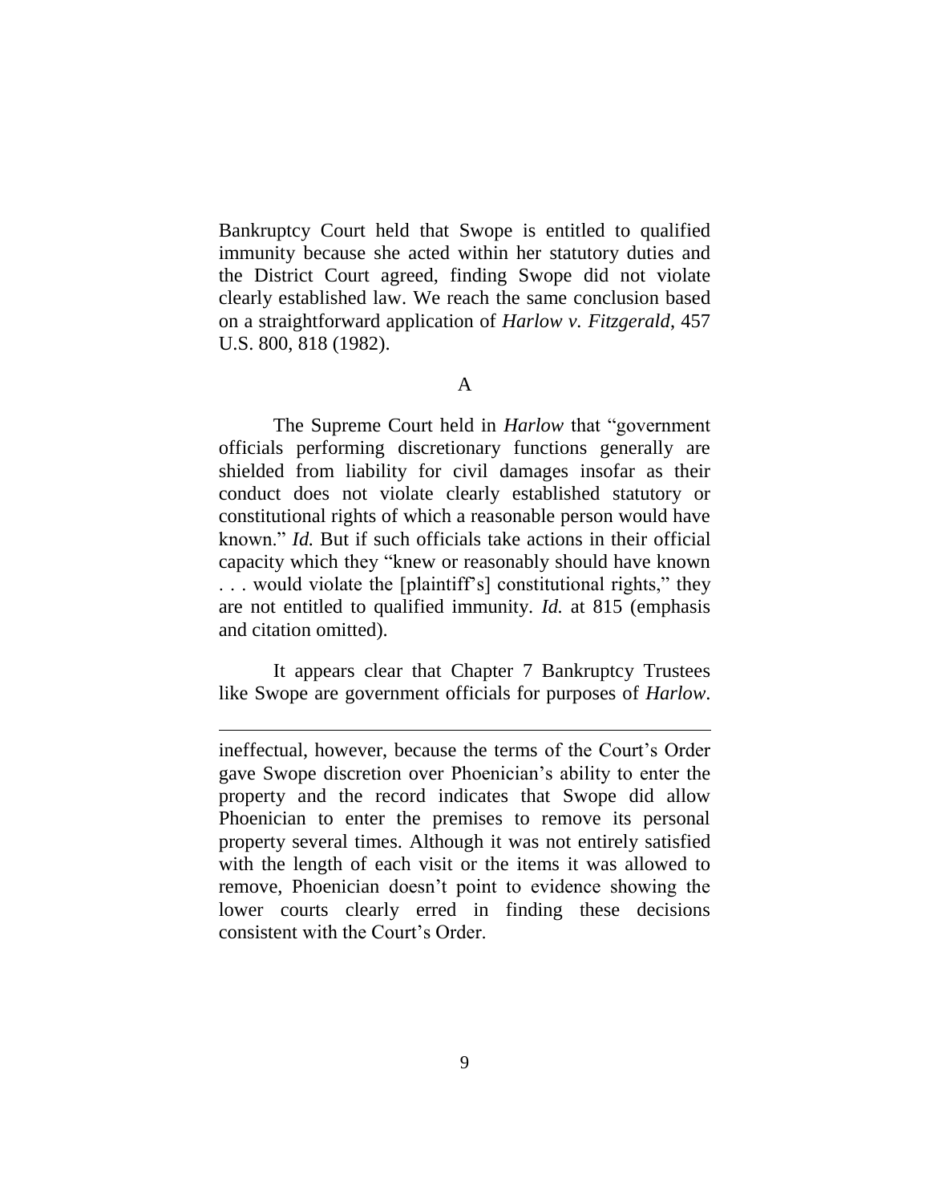Bankruptcy Court held that Swope is entitled to qualified immunity because she acted within her statutory duties and the District Court agreed, finding Swope did not violate clearly established law. We reach the same conclusion based on a straightforward application of *Harlow v. Fitzgerald*, 457 U.S. 800, 818 (1982).

A

The Supreme Court held in *Harlow* that "government officials performing discretionary functions generally are shielded from liability for civil damages insofar as their conduct does not violate clearly established statutory or constitutional rights of which a reasonable person would have known." *Id.* But if such officials take actions in their official capacity which they "knew or reasonably should have known . . . would violate the [plaintiff's] constitutional rights," they are not entitled to qualified immunity. *Id.* at 815 (emphasis and citation omitted).

It appears clear that Chapter 7 Bankruptcy Trustees like Swope are government officials for purposes of *Harlow*.

---

ineffectual, however, because the terms of the Court's Order gave Swope discretion over Phoenician's ability to enter the property and the record indicates that Swope did allow Phoenician to enter the premises to remove its personal property several times. Although it was not entirely satisfied with the length of each visit or the items it was allowed to remove, Phoenician doesn't point to evidence showing the lower courts clearly erred in finding these decisions consistent with the Court's Order.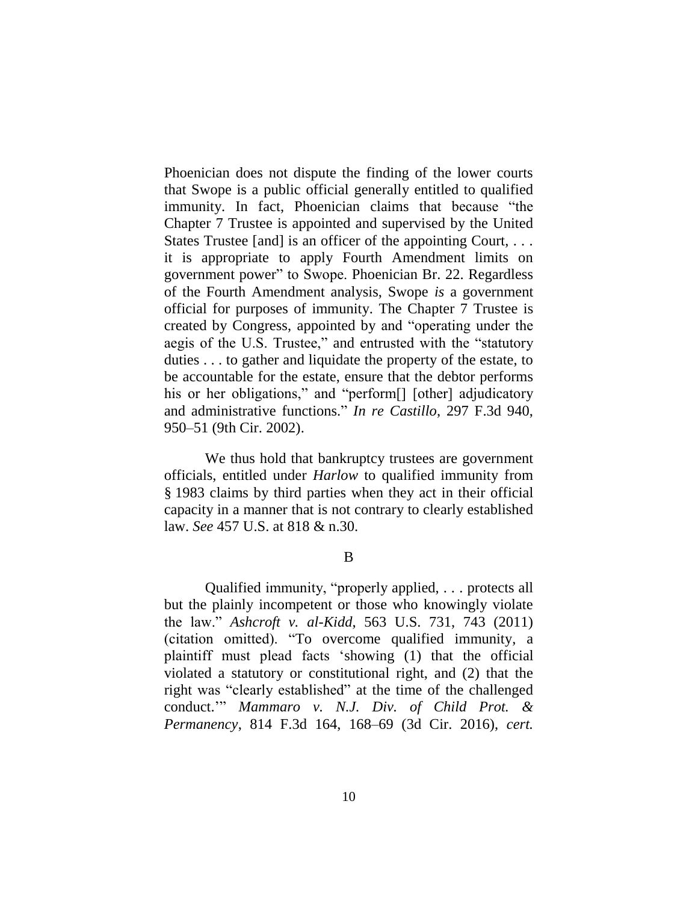Phoenician does not dispute the finding of the lower courts that Swope is a public official generally entitled to qualified immunity. In fact, Phoenician claims that because "the Chapter 7 Trustee is appointed and supervised by the United States Trustee [and] is an officer of the appointing Court, . . . it is appropriate to apply Fourth Amendment limits on government power" to Swope. Phoenician Br. 22. Regardless of the Fourth Amendment analysis, Swope *is* a government official for purposes of immunity. The Chapter 7 Trustee is created by Congress, appointed by and "operating under the aegis of the U.S. Trustee," and entrusted with the "statutory duties . . . to gather and liquidate the property of the estate, to be accountable for the estate, ensure that the debtor performs his or her obligations," and "perform[] [other] adjudicatory and administrative functions." *In re Castillo*, 297 F.3d 940, 950–51 (9th Cir. 2002).

We thus hold that bankruptcy trustees are government officials, entitled under *Harlow* to qualified immunity from § 1983 claims by third parties when they act in their official capacity in a manner that is not contrary to clearly established law. *See* 457 U.S. at 818 & n.30.

B

Qualified immunity, "properly applied, . . . protects all but the plainly incompetent or those who knowingly violate the law." *Ashcroft v. al-Kidd*, 563 U.S. 731, 743 (2011) (citation omitted). "To overcome qualified immunity, a plaintiff must plead facts 'showing (1) that the official violated a statutory or constitutional right, and (2) that the right was "clearly established" at the time of the challenged conduct.'" *Mammaro v. N.J. Div. of Child Prot. & Permanency*, 814 F.3d 164, 168–69 (3d Cir. 2016), *cert.*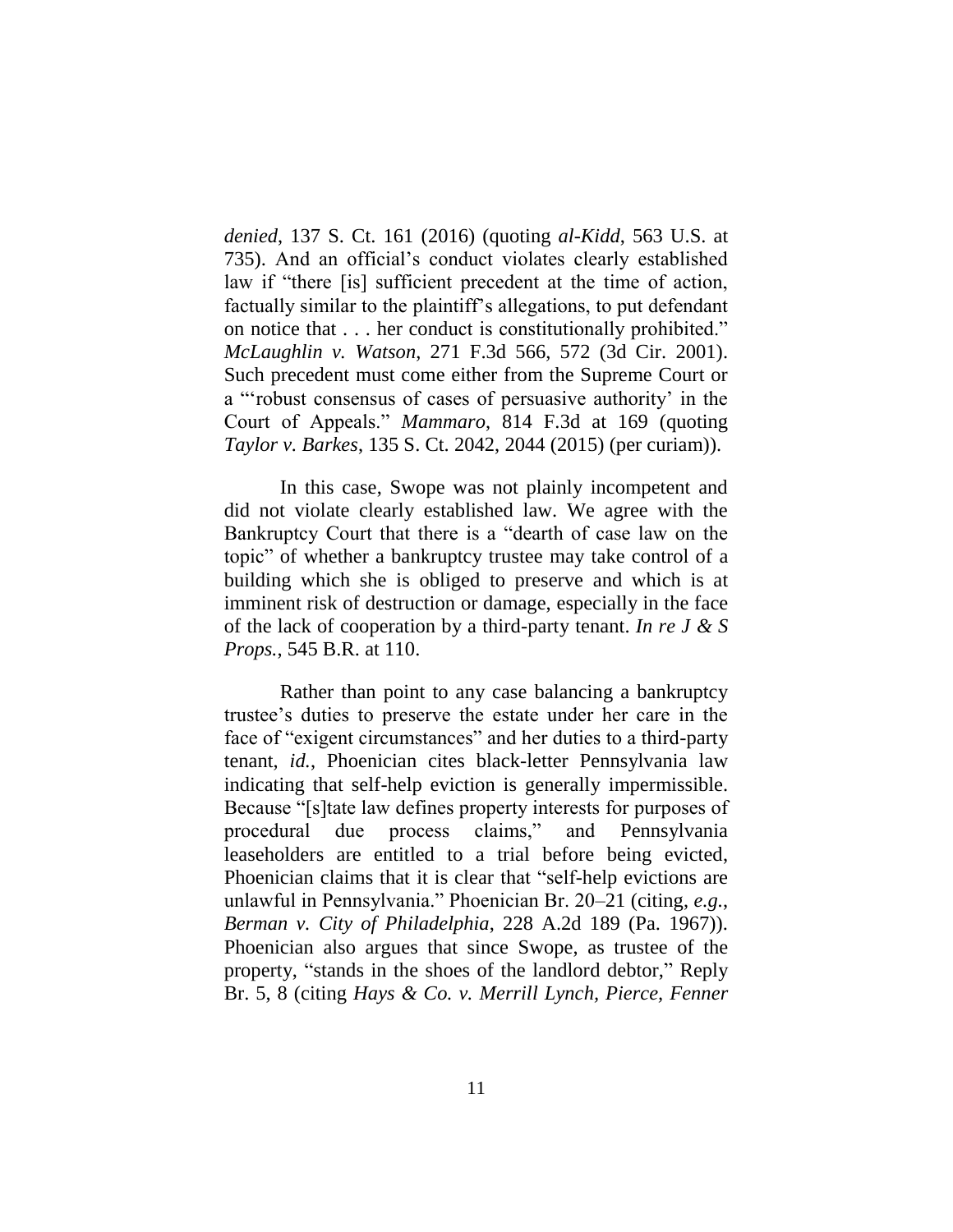*denied*, 137 S. Ct. 161 (2016) (quoting *al-Kidd*, 563 U.S. at 735). And an official's conduct violates clearly established law if "there [is] sufficient precedent at the time of action, factually similar to the plaintiff's allegations, to put defendant on notice that . . . her conduct is constitutionally prohibited." *McLaughlin v. Watson*, 271 F.3d 566, 572 (3d Cir. 2001). Such precedent must come either from the Supreme Court or a "'robust consensus of cases of persuasive authority' in the Court of Appeals." *Mammaro*, 814 F.3d at 169 (quoting *Taylor v. Barkes*, 135 S. Ct. 2042, 2044 (2015) (per curiam)).

In this case, Swope was not plainly incompetent and did not violate clearly established law. We agree with the Bankruptcy Court that there is a "dearth of case law on the topic" of whether a bankruptcy trustee may take control of a building which she is obliged to preserve and which is at imminent risk of destruction or damage, especially in the face of the lack of cooperation by a third-party tenant. *In re J & S Props.*, 545 B.R. at 110.

Rather than point to any case balancing a bankruptcy trustee's duties to preserve the estate under her care in the face of "exigent circumstances" and her duties to a third-party tenant, *id.*, Phoenician cites black-letter Pennsylvania law indicating that self-help eviction is generally impermissible. Because "[s]tate law defines property interests for purposes of procedural due process claims," and Pennsylvania leaseholders are entitled to a trial before being evicted, Phoenician claims that it is clear that "self-help evictions are unlawful in Pennsylvania." Phoenician Br. 20–21 (citing, *e.g.*, *Berman v. City of Philadelphia*, 228 A.2d 189 (Pa. 1967)). Phoenician also argues that since Swope, as trustee of the property, "stands in the shoes of the landlord debtor," Reply Br. 5, 8 (citing *Hays & Co. v. Merrill Lynch, Pierce, Fenner*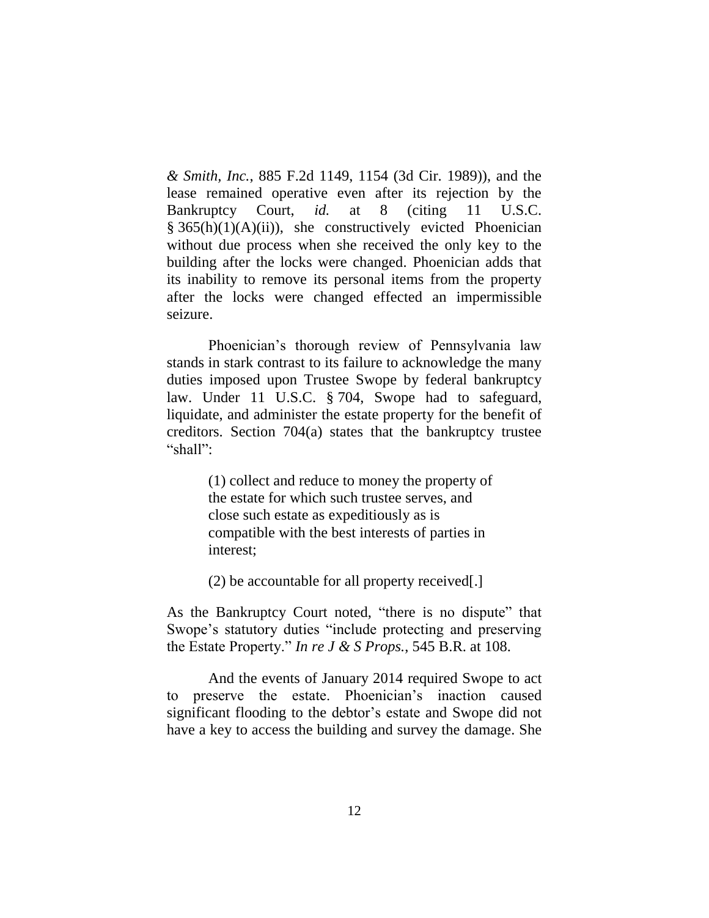*& Smith, Inc.*, 885 F.2d 1149, 1154 (3d Cir. 1989)), and the lease remained operative even after its rejection by the Bankruptcy Court, *id.* at 8 (citing 11 U.S.C. § 365(h)(1)(A)(ii)), she constructively evicted Phoenician without due process when she received the only key to the building after the locks were changed. Phoenician adds that its inability to remove its personal items from the property after the locks were changed effected an impermissible seizure.

Phoenician's thorough review of Pennsylvania law stands in stark contrast to its failure to acknowledge the many duties imposed upon Trustee Swope by federal bankruptcy law. Under 11 U.S.C. § 704, Swope had to safeguard, liquidate, and administer the estate property for the benefit of creditors. Section 704(a) states that the bankruptcy trustee "shall":

> (1) collect and reduce to money the property of the estate for which such trustee serves, and close such estate as expeditiously as is compatible with the best interests of parties in interest;
>
> (2) be accountable for all property received[.]

As the Bankruptcy Court noted, "there is no dispute" that Swope's statutory duties "include protecting and preserving the Estate Property." *In re J & S Props.*, 545 B.R. at 108.

And the events of January 2014 required Swope to act to preserve the estate. Phoenician's inaction caused significant flooding to the debtor's estate and Swope did not have a key to access the building and survey the damage. She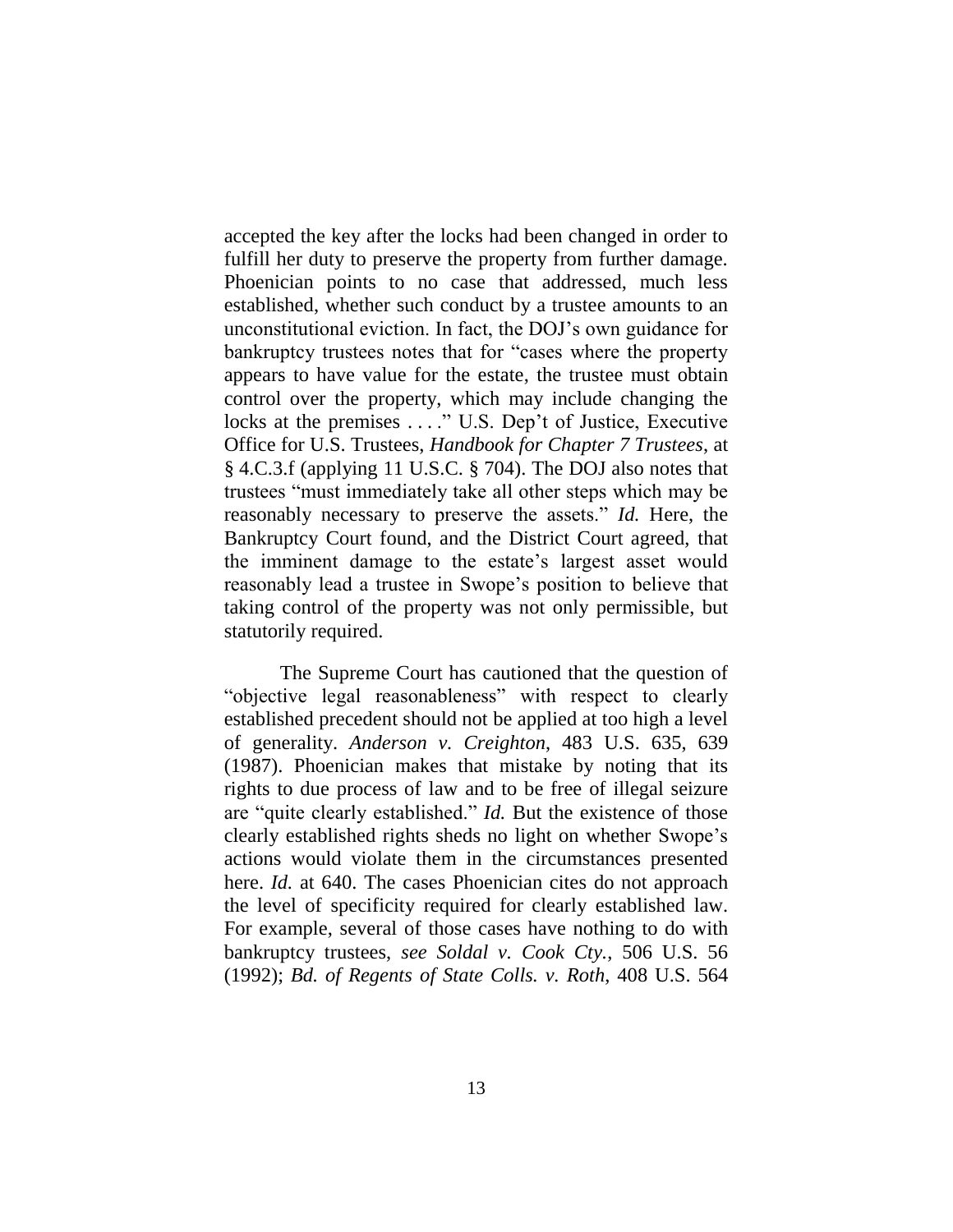accepted the key after the locks had been changed in order to fulfill her duty to preserve the property from further damage. Phoenician points to no case that addressed, much less established, whether such conduct by a trustee amounts to an unconstitutional eviction. In fact, the DOJ's own guidance for bankruptcy trustees notes that for "cases where the property appears to have value for the estate, the trustee must obtain control over the property, which may include changing the locks at the premises . . . ." U.S. Dep't of Justice, Executive Office for U.S. Trustees, *Handbook for Chapter 7 Trustees*, at § 4.C.3.f (applying 11 U.S.C. § 704). The DOJ also notes that trustees "must immediately take all other steps which may be reasonably necessary to preserve the assets." *Id.* Here, the Bankruptcy Court found, and the District Court agreed, that the imminent damage to the estate's largest asset would reasonably lead a trustee in Swope's position to believe that taking control of the property was not only permissible, but statutorily required.

The Supreme Court has cautioned that the question of "objective legal reasonableness" with respect to clearly established precedent should not be applied at too high a level of generality. *Anderson v. Creighton*, 483 U.S. 635, 639 (1987). Phoenician makes that mistake by noting that its rights to due process of law and to be free of illegal seizure are "quite clearly established." *Id.* But the existence of those clearly established rights sheds no light on whether Swope's actions would violate them in the circumstances presented here. *Id.* at 640. The cases Phoenician cites do not approach the level of specificity required for clearly established law. For example, several of those cases have nothing to do with bankruptcy trustees, *see Soldal v. Cook Cty.*, 506 U.S. 56 (1992); *Bd. of Regents of State Colls. v. Roth*, 408 U.S. 564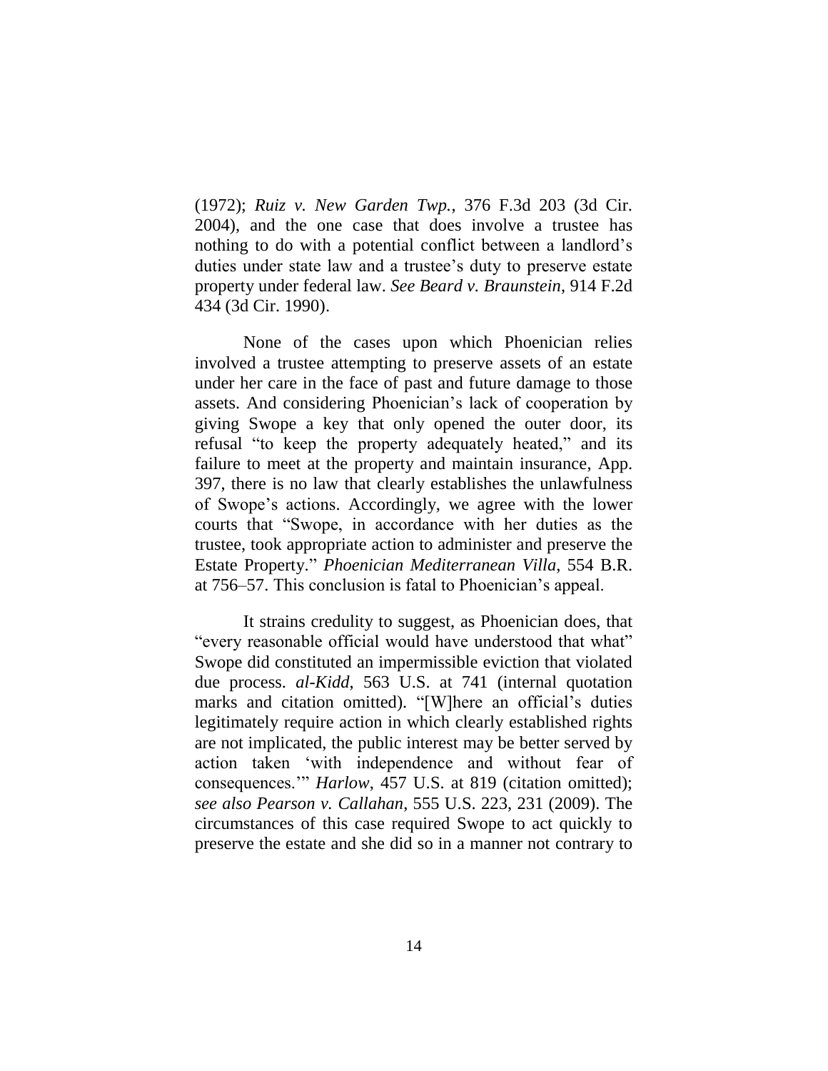(1972); *Ruiz v. New Garden Twp.*, 376 F.3d 203 (3d Cir. 2004), and the one case that does involve a trustee has nothing to do with a potential conflict between a landlord's duties under state law and a trustee's duty to preserve estate property under federal law. *See Beard v. Braunstein*, 914 F.2d 434 (3d Cir. 1990).

None of the cases upon which Phoenician relies involved a trustee attempting to preserve assets of an estate under her care in the face of past and future damage to those assets. And considering Phoenician's lack of cooperation by giving Swope a key that only opened the outer door, its refusal "to keep the property adequately heated," and its failure to meet at the property and maintain insurance, App. 397, there is no law that clearly establishes the unlawfulness of Swope's actions. Accordingly, we agree with the lower courts that "Swope, in accordance with her duties as the trustee, took appropriate action to administer and preserve the Estate Property." *Phoenician Mediterranean Villa*, 554 B.R. at 756–57. This conclusion is fatal to Phoenician's appeal.

It strains credulity to suggest, as Phoenician does, that "every reasonable official would have understood that what" Swope did constituted an impermissible eviction that violated due process. *al-Kidd*, 563 U.S. at 741 (internal quotation marks and citation omitted). "[W]here an official's duties legitimately require action in which clearly established rights are not implicated, the public interest may be better served by action taken 'with independence and without fear of consequences.'" *Harlow*, 457 U.S. at 819 (citation omitted); *see also Pearson v. Callahan*, 555 U.S. 223, 231 (2009). The circumstances of this case required Swope to act quickly to preserve the estate and she did so in a manner not contrary to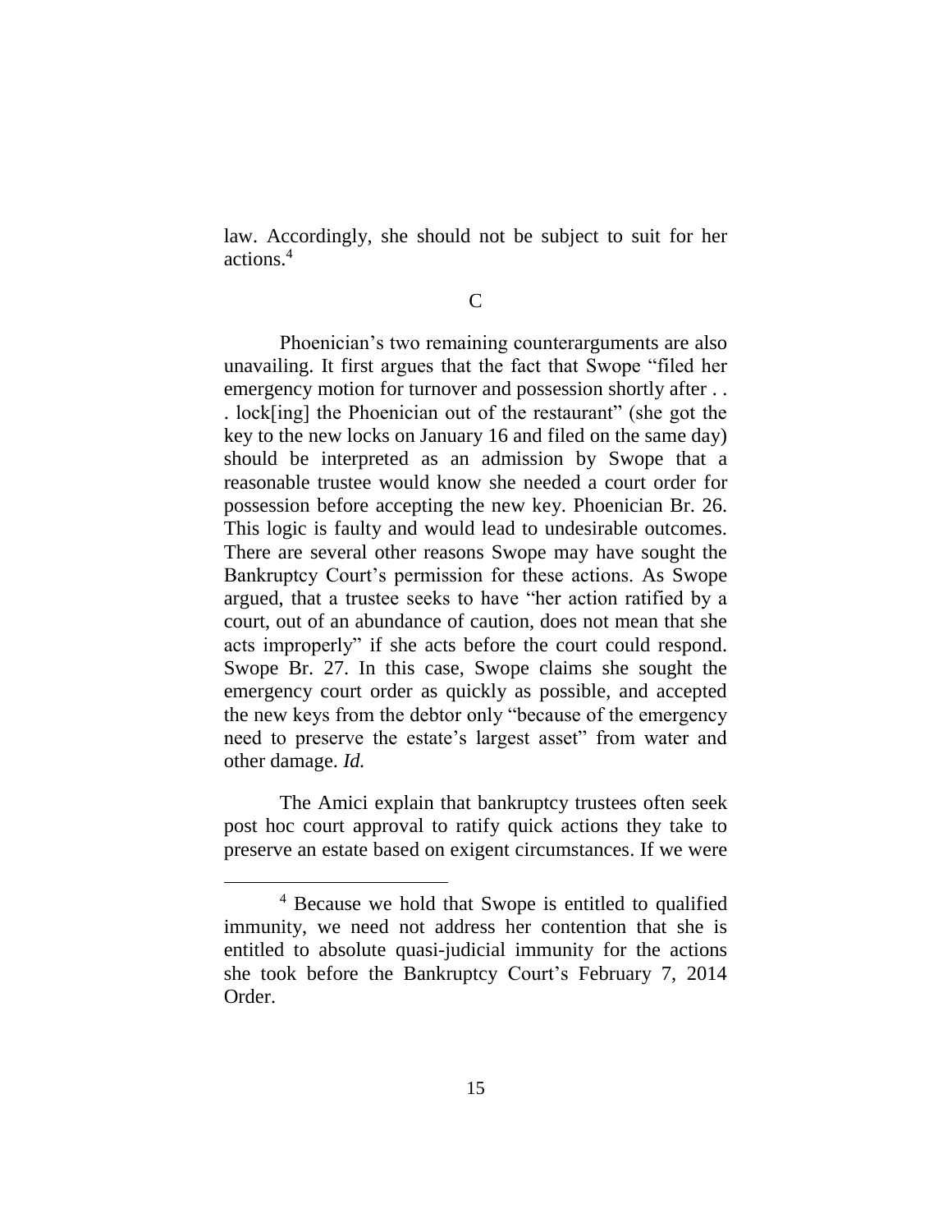law. Accordingly, she should not be subject to suit for her actions.[4]

C

Phoenician's two remaining counterarguments are also unavailing. It first argues that the fact that Swope "filed her emergency motion for turnover and possession shortly after . . . lock[ing] the Phoenician out of the restaurant" (she got the key to the new locks on January 16 and filed on the same day) should be interpreted as an admission by Swope that a reasonable trustee would know she needed a court order for possession before accepting the new key. Phoenician Br. 26. This logic is faulty and would lead to undesirable outcomes. There are several other reasons Swope may have sought the Bankruptcy Court's permission for these actions. As Swope argued, that a trustee seeks to have "her action ratified by a court, out of an abundance of caution, does not mean that she acts improperly" if she acts before the court could respond. Swope Br. 27. In this case, Swope claims she sought the emergency court order as quickly as possible, and accepted the new keys from the debtor only "because of the emergency need to preserve the estate's largest asset" from water and other damage. *Id.*

The Amici explain that bankruptcy trustees often seek post hoc court approval to ratify quick actions they take to preserve an estate based on exigent circumstances. If we were

[4] Because we hold that Swope is entitled to qualified immunity, we need not address her contention that she is entitled to absolute quasi-judicial immunity for the actions she took before the Bankruptcy Court's February 7, 2014 Order.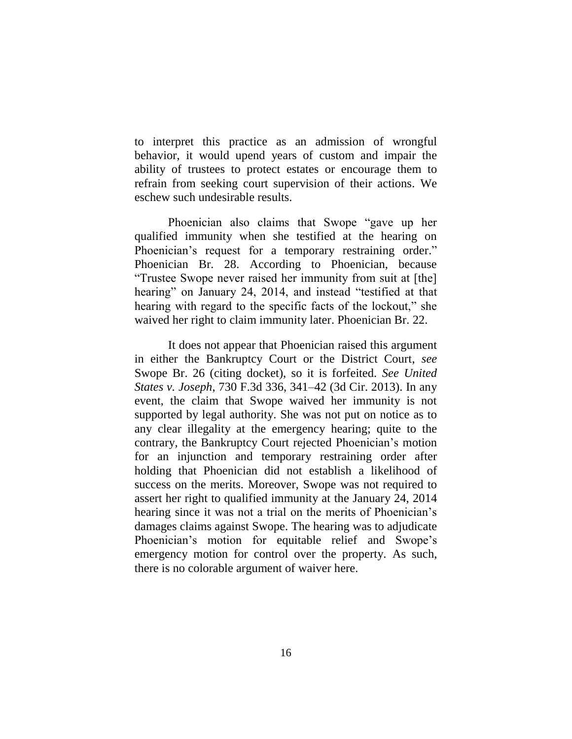to interpret this practice as an admission of wrongful behavior, it would upend years of custom and impair the ability of trustees to protect estates or encourage them to refrain from seeking court supervision of their actions. We eschew such undesirable results.

Phoenician also claims that Swope "gave up her qualified immunity when she testified at the hearing on Phoenician's request for a temporary restraining order." Phoenician Br. 28. According to Phoenician, because "Trustee Swope never raised her immunity from suit at [the] hearing" on January 24, 2014, and instead "testified at that hearing with regard to the specific facts of the lockout," she waived her right to claim immunity later. Phoenician Br. 22.

It does not appear that Phoenician raised this argument in either the Bankruptcy Court or the District Court, *see* Swope Br. 26 (citing docket), so it is forfeited. *See United States v. Joseph*, 730 F.3d 336, 341–42 (3d Cir. 2013). In any event, the claim that Swope waived her immunity is not supported by legal authority. She was not put on notice as to any clear illegality at the emergency hearing; quite to the contrary, the Bankruptcy Court rejected Phoenician's motion for an injunction and temporary restraining order after holding that Phoenician did not establish a likelihood of success on the merits. Moreover, Swope was not required to assert her right to qualified immunity at the January 24, 2014 hearing since it was not a trial on the merits of Phoenician's damages claims against Swope. The hearing was to adjudicate Phoenician's motion for equitable relief and Swope's emergency motion for control over the property. As such, there is no colorable argument of waiver here.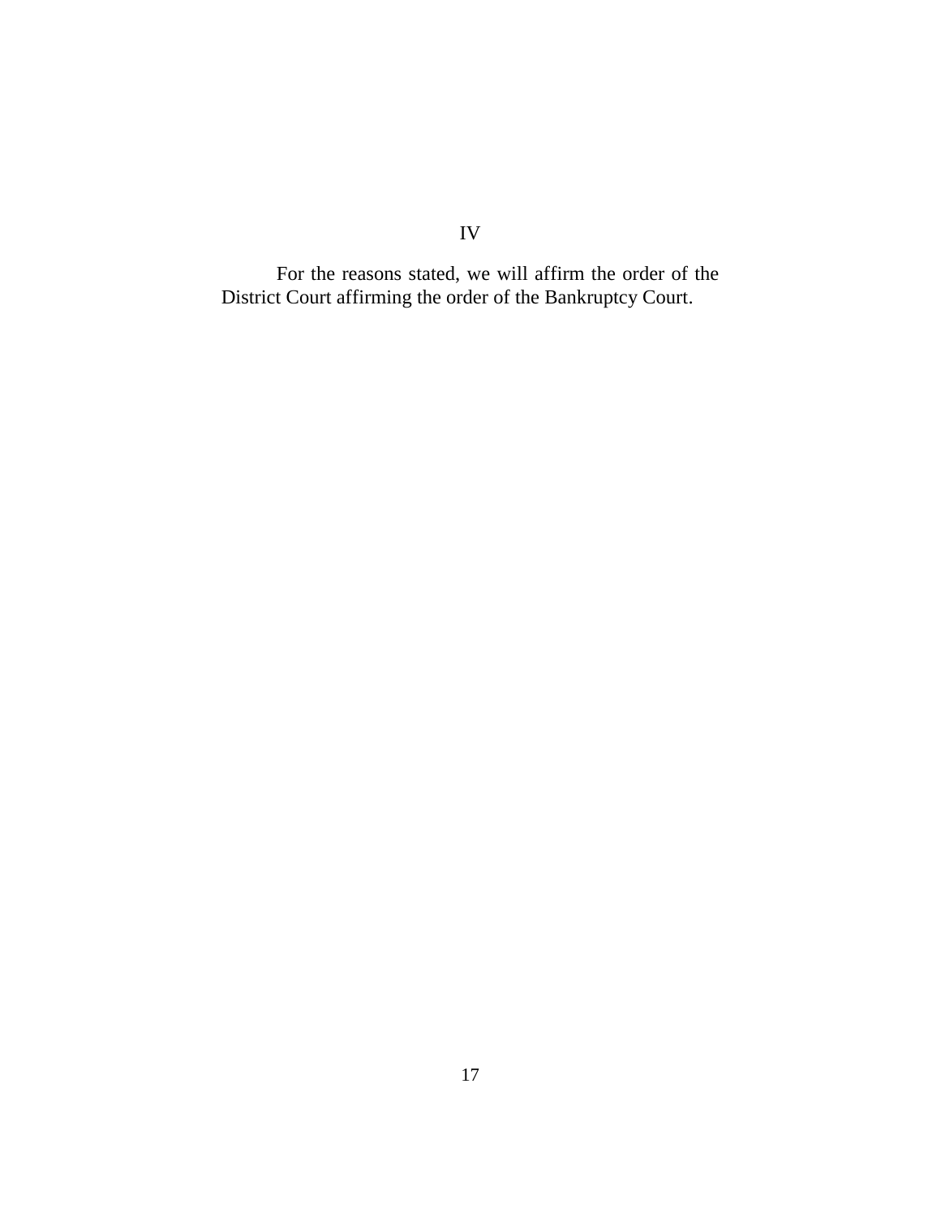## IV

For the reasons stated, we will affirm the order of the District Court affirming the order of the Bankruptcy Court.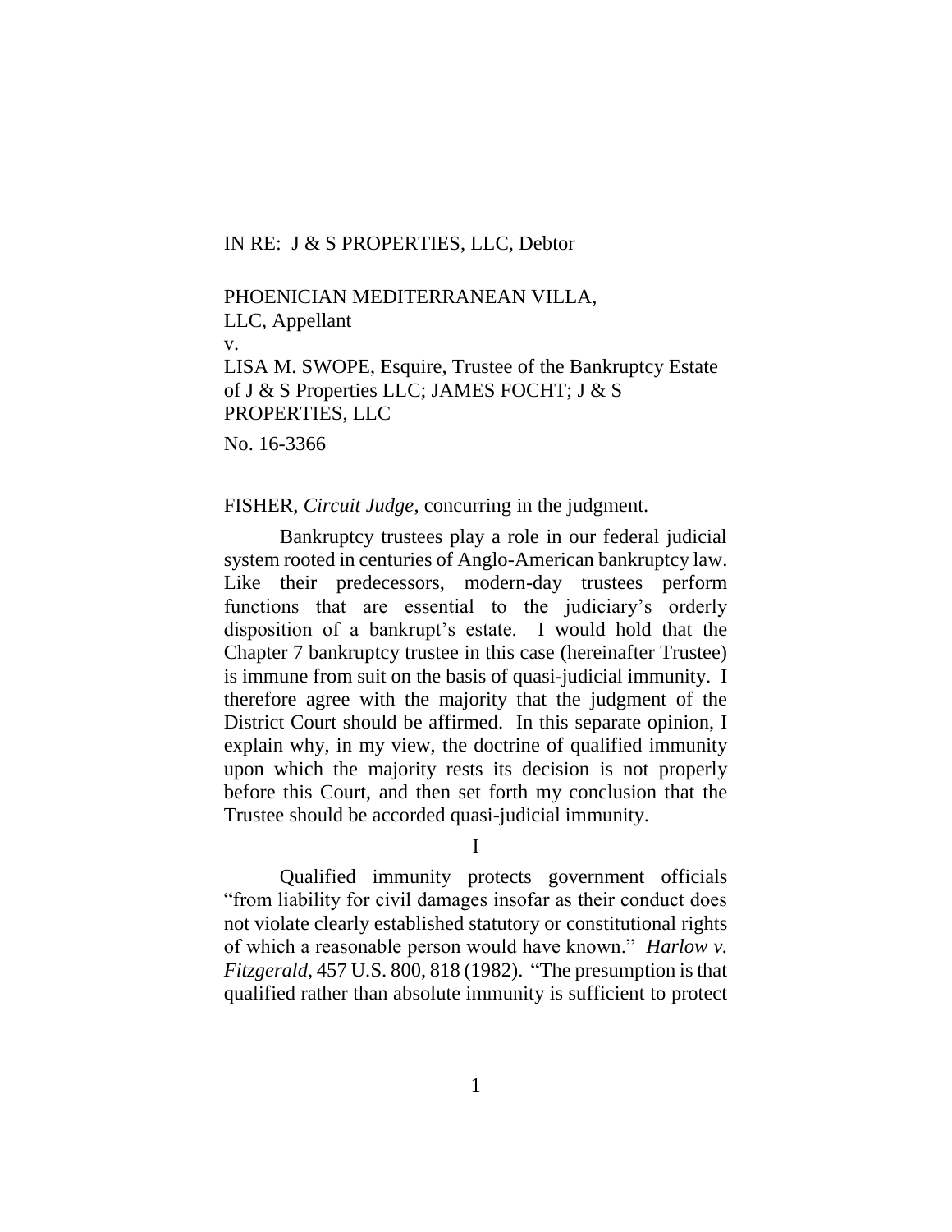IN RE: J & S PROPERTIES, LLC, Debtor

PHOENICIAN MEDITERRANEAN VILLA, LLC, Appellant

v.

LISA M. SWOPE, Esquire, Trustee of the Bankruptcy Estate of J & S Properties LLC; JAMES FOCHT; J & S PROPERTIES, LLC

No. 16-3366

FISHER, *Circuit Judge*, concurring in the judgment.

Bankruptcy trustees play a role in our federal judicial system rooted in centuries of Anglo-American bankruptcy law. Like their predecessors, modern-day trustees perform functions that are essential to the judiciary's orderly disposition of a bankrupt's estate. I would hold that the Chapter 7 bankruptcy trustee in this case (hereinafter Trustee) is immune from suit on the basis of quasi-judicial immunity. I therefore agree with the majority that the judgment of the District Court should be affirmed. In this separate opinion, I explain why, in my view, the doctrine of qualified immunity upon which the majority rests its decision is not properly before this Court, and then set forth my conclusion that the Trustee should be accorded quasi-judicial immunity.

## I

Qualified immunity protects government officials "from liability for civil damages insofar as their conduct does not violate clearly established statutory or constitutional rights of which a reasonable person would have known." *Harlow v. Fitzgerald*, 457 U.S. 800, 818 (1982). "The presumption is that qualified rather than absolute immunity is sufficient to protect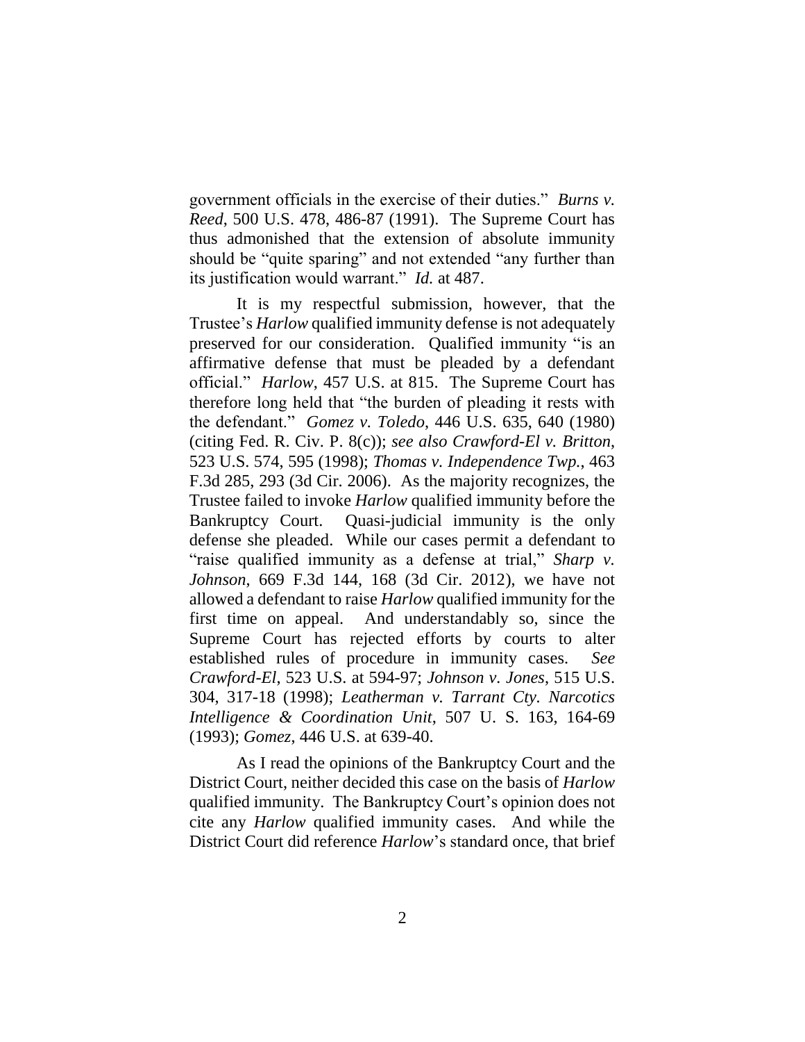government officials in the exercise of their duties." *Burns v. Reed*, 500 U.S. 478, 486-87 (1991). The Supreme Court has thus admonished that the extension of absolute immunity should be "quite sparing" and not extended "any further than its justification would warrant." *Id.* at 487.

It is my respectful submission, however, that the Trustee's *Harlow* qualified immunity defense is not adequately preserved for our consideration. Qualified immunity "is an affirmative defense that must be pleaded by a defendant official." *Harlow*, 457 U.S. at 815. The Supreme Court has therefore long held that "the burden of pleading it rests with the defendant." *Gomez v. Toledo*, 446 U.S. 635, 640 (1980) (citing Fed. R. Civ. P. 8(c)); *see also Crawford-El v. Britton*, 523 U.S. 574, 595 (1998); *Thomas v. Independence Twp.*, 463 F.3d 285, 293 (3d Cir. 2006). As the majority recognizes, the Trustee failed to invoke *Harlow* qualified immunity before the Bankruptcy Court. Quasi-judicial immunity is the only defense she pleaded. While our cases permit a defendant to "raise qualified immunity as a defense at trial," *Sharp v. Johnson*, 669 F.3d 144, 168 (3d Cir. 2012), we have not allowed a defendant to raise *Harlow* qualified immunity for the first time on appeal. And understandably so, since the Supreme Court has rejected efforts by courts to alter established rules of procedure in immunity cases. *See Crawford-El*, 523 U.S. at 594-97; *Johnson v. Jones*, 515 U.S. 304, 317-18 (1998); *Leatherman v. Tarrant Cty. Narcotics Intelligence & Coordination Unit*, 507 U. S. 163, 164-69 (1993); *Gomez*, 446 U.S. at 639-40.

As I read the opinions of the Bankruptcy Court and the District Court, neither decided this case on the basis of *Harlow* qualified immunity. The Bankruptcy Court's opinion does not cite any *Harlow* qualified immunity cases. And while the District Court did reference *Harlow*'s standard once, that brief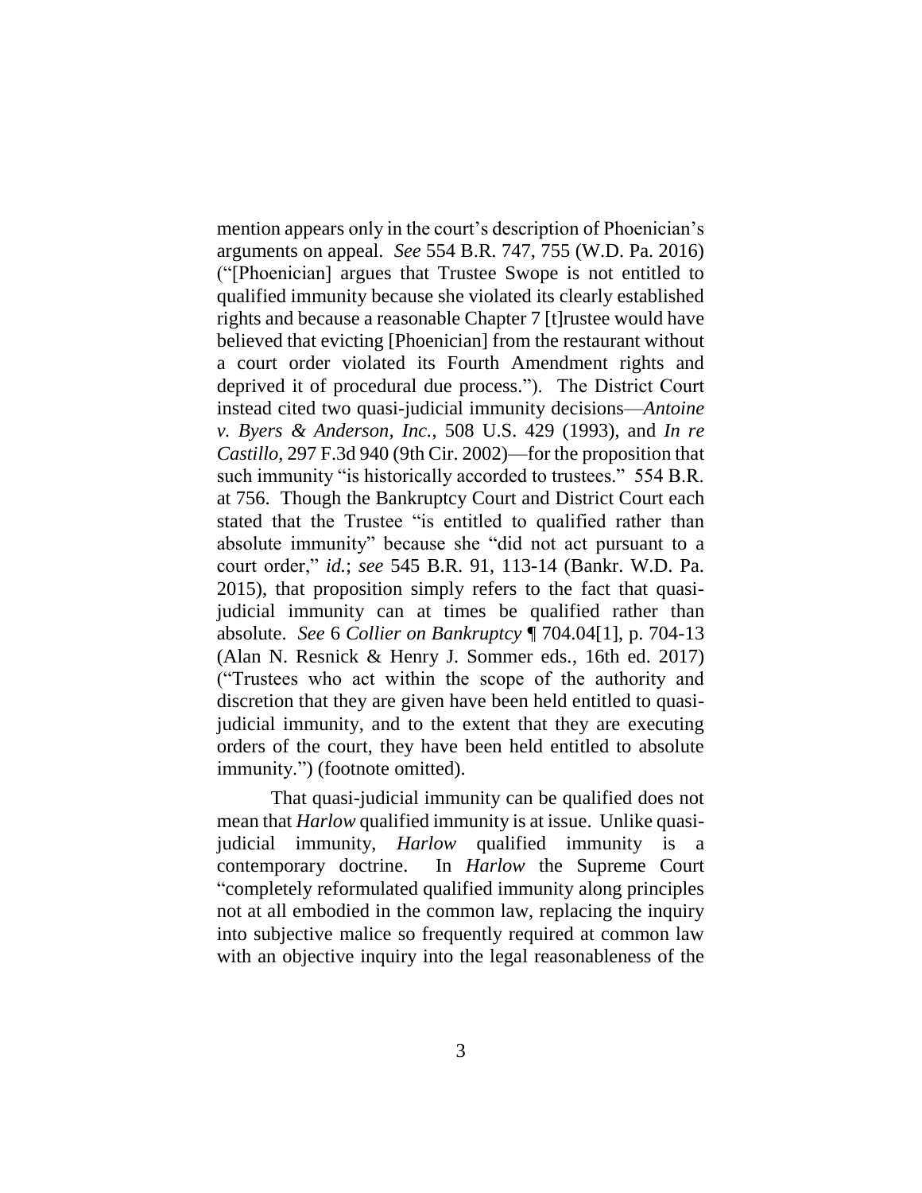mention appears only in the court's description of Phoenician's arguments on appeal. *See* 554 B.R. 747, 755 (W.D. Pa. 2016) ("[Phoenician] argues that Trustee Swope is not entitled to qualified immunity because she violated its clearly established rights and because a reasonable Chapter 7 [t]rustee would have believed that evicting [Phoenician] from the restaurant without a court order violated its Fourth Amendment rights and deprived it of procedural due process."). The District Court instead cited two quasi-judicial immunity decisions—*Antoine v. Byers & Anderson, Inc.*, 508 U.S. 429 (1993), and *In re Castillo*, 297 F.3d 940 (9th Cir. 2002)—for the proposition that such immunity "is historically accorded to trustees." 554 B.R. at 756. Though the Bankruptcy Court and District Court each stated that the Trustee "is entitled to qualified rather than absolute immunity" because she "did not act pursuant to a court order," *id.*; *see* 545 B.R. 91, 113-14 (Bankr. W.D. Pa. 2015), that proposition simply refers to the fact that quasi-judicial immunity can at times be qualified rather than absolute. *See* 6 *Collier on Bankruptcy* ¶ 704.04[1], p. 704-13 (Alan N. Resnick & Henry J. Sommer eds., 16th ed. 2017) ("Trustees who act within the scope of the authority and discretion that they are given have been held entitled to quasi-judicial immunity, and to the extent that they are executing orders of the court, they have been held entitled to absolute immunity.") (footnote omitted).

That quasi-judicial immunity can be qualified does not mean that *Harlow* qualified immunity is at issue. Unlike quasi-judicial immunity, *Harlow* qualified immunity is a contemporary doctrine. In *Harlow* the Supreme Court "completely reformulated qualified immunity along principles not at all embodied in the common law, replacing the inquiry into subjective malice so frequently required at common law with an objective inquiry into the legal reasonableness of the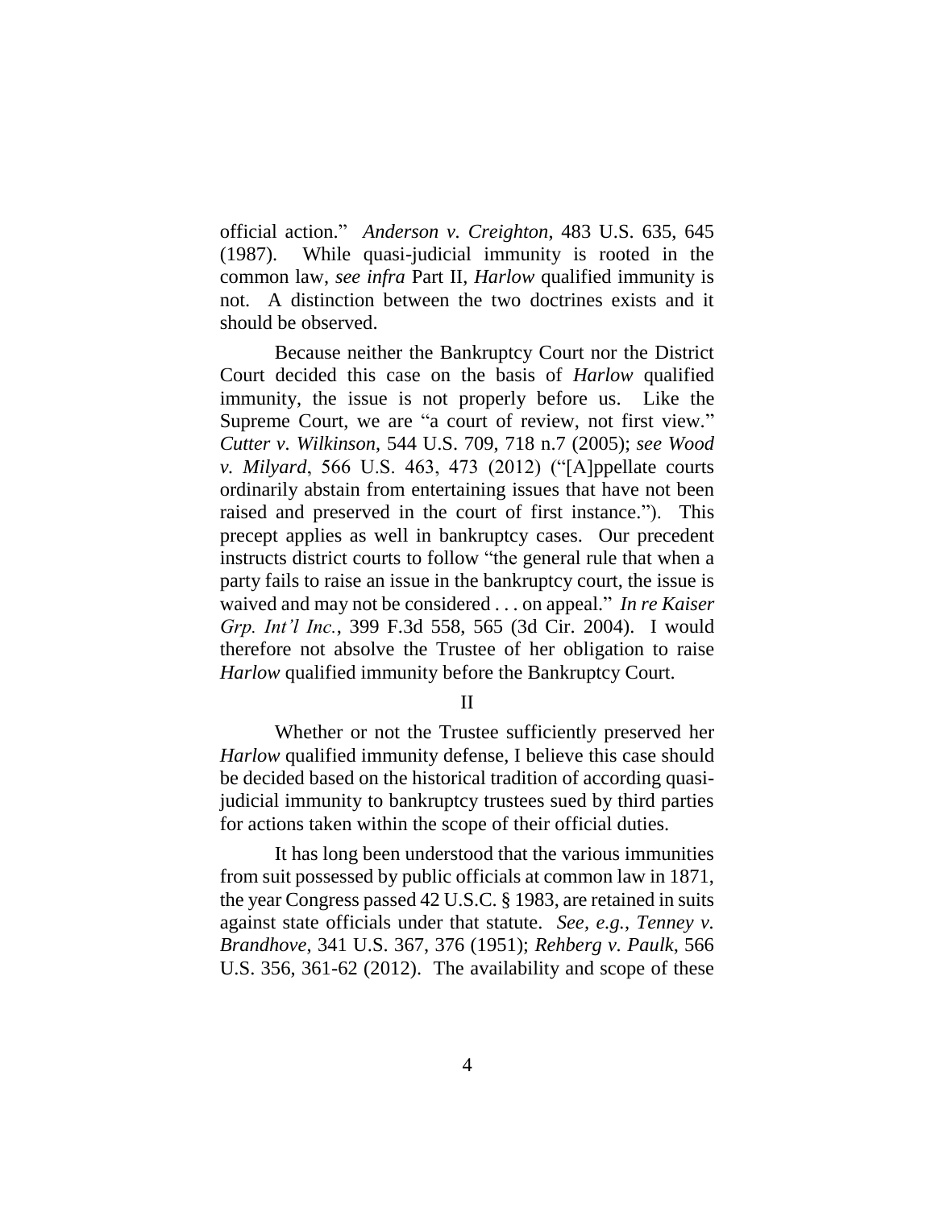official action." *Anderson v. Creighton*, 483 U.S. 635, 645 (1987). While quasi-judicial immunity is rooted in the common law, *see infra* Part II, *Harlow* qualified immunity is not. A distinction between the two doctrines exists and it should be observed.

Because neither the Bankruptcy Court nor the District Court decided this case on the basis of *Harlow* qualified immunity, the issue is not properly before us. Like the Supreme Court, we are "a court of review, not first view." *Cutter v. Wilkinson*, 544 U.S. 709, 718 n.7 (2005); *see Wood v. Milyard*, 566 U.S. 463, 473 (2012) ("[A]ppellate courts ordinarily abstain from entertaining issues that have not been raised and preserved in the court of first instance."). This precept applies as well in bankruptcy cases. Our precedent instructs district courts to follow "the general rule that when a party fails to raise an issue in the bankruptcy court, the issue is waived and may not be considered . . . on appeal." *In re Kaiser Grp. Int'l Inc.*, 399 F.3d 558, 565 (3d Cir. 2004). I would therefore not absolve the Trustee of her obligation to raise *Harlow* qualified immunity before the Bankruptcy Court.

## II

Whether or not the Trustee sufficiently preserved her *Harlow* qualified immunity defense, I believe this case should be decided based on the historical tradition of according quasi-judicial immunity to bankruptcy trustees sued by third parties for actions taken within the scope of their official duties.

It has long been understood that the various immunities from suit possessed by public officials at common law in 1871, the year Congress passed 42 U.S.C. § 1983, are retained in suits against state officials under that statute. *See, e.g.*, *Tenney v. Brandhove*, 341 U.S. 367, 376 (1951); *Rehberg v. Paulk*, 566 U.S. 356, 361-62 (2012). The availability and scope of these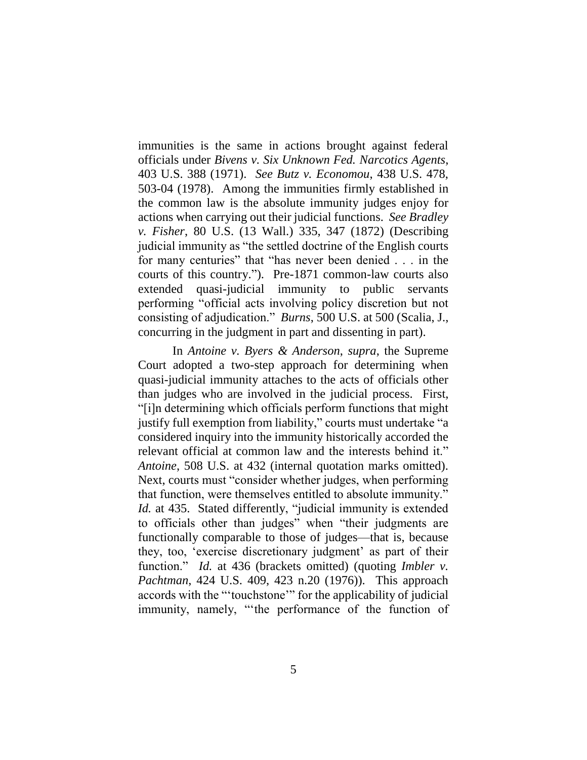immunities is the same in actions brought against federal officials under *Bivens v. Six Unknown Fed. Narcotics Agents*, 403 U.S. 388 (1971). *See Butz v. Economou*, 438 U.S. 478, 503-04 (1978). Among the immunities firmly established in the common law is the absolute immunity judges enjoy for actions when carrying out their judicial functions. *See Bradley v. Fisher*, 80 U.S. (13 Wall.) 335, 347 (1872) (Describing judicial immunity as "the settled doctrine of the English courts for many centuries" that "has never been denied . . . in the courts of this country."). Pre-1871 common-law courts also extended quasi-judicial immunity to public servants performing "official acts involving policy discretion but not consisting of adjudication." *Burns*, 500 U.S. at 500 (Scalia, J., concurring in the judgment in part and dissenting in part).

In *Antoine v. Byers & Anderson*, *supra*, the Supreme Court adopted a two-step approach for determining when quasi-judicial immunity attaches to the acts of officials other than judges who are involved in the judicial process. First, "[i]n determining which officials perform functions that might justify full exemption from liability," courts must undertake "a considered inquiry into the immunity historically accorded the relevant official at common law and the interests behind it." *Antoine*, 508 U.S. at 432 (internal quotation marks omitted). Next, courts must "consider whether judges, when performing that function, were themselves entitled to absolute immunity." *Id.* at 435. Stated differently, "judicial immunity is extended to officials other than judges" when "their judgments are functionally comparable to those of judges—that is, because they, too, 'exercise discretionary judgment' as part of their function." *Id.* at 436 (brackets omitted) (quoting *Imbler v. Pachtman*, 424 U.S. 409, 423 n.20 (1976)). This approach accords with the "'touchstone'" for the applicability of judicial immunity, namely, "'the performance of the function of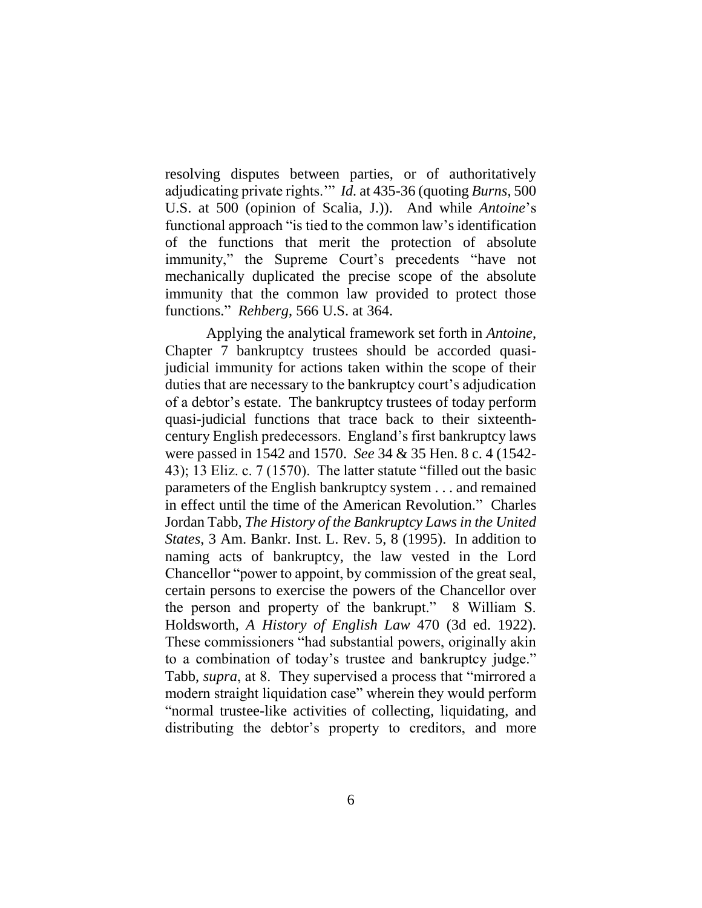resolving disputes between parties, or of authoritatively adjudicating private rights.'" *Id.* at 435-36 (quoting *Burns*, 500 U.S. at 500 (opinion of Scalia, J.)). And while *Antoine*'s functional approach "is tied to the common law's identification of the functions that merit the protection of absolute immunity," the Supreme Court's precedents "have not mechanically duplicated the precise scope of the absolute immunity that the common law provided to protect those functions." *Rehberg*, 566 U.S. at 364.

Applying the analytical framework set forth in *Antoine*, Chapter 7 bankruptcy trustees should be accorded quasi-judicial immunity for actions taken within the scope of their duties that are necessary to the bankruptcy court's adjudication of a debtor's estate. The bankruptcy trustees of today perform quasi-judicial functions that trace back to their sixteenth-century English predecessors. England's first bankruptcy laws were passed in 1542 and 1570. *See* 34 & 35 Hen. 8 c. 4 (1542-43); 13 Eliz. c. 7 (1570). The latter statute "filled out the basic parameters of the English bankruptcy system . . . and remained in effect until the time of the American Revolution." Charles Jordan Tabb, *The History of the Bankruptcy Laws in the United States*, 3 Am. Bankr. Inst. L. Rev. 5, 8 (1995). In addition to naming acts of bankruptcy, the law vested in the Lord Chancellor "power to appoint, by commission of the great seal, certain persons to exercise the powers of the Chancellor over the person and property of the bankrupt." 8 William S. Holdsworth, *A History of English Law* 470 (3d ed. 1922). These commissioners "had substantial powers, originally akin to a combination of today's trustee and bankruptcy judge." Tabb, *supra*, at 8. They supervised a process that "mirrored a modern straight liquidation case" wherein they would perform "normal trustee-like activities of collecting, liquidating, and distributing the debtor's property to creditors, and more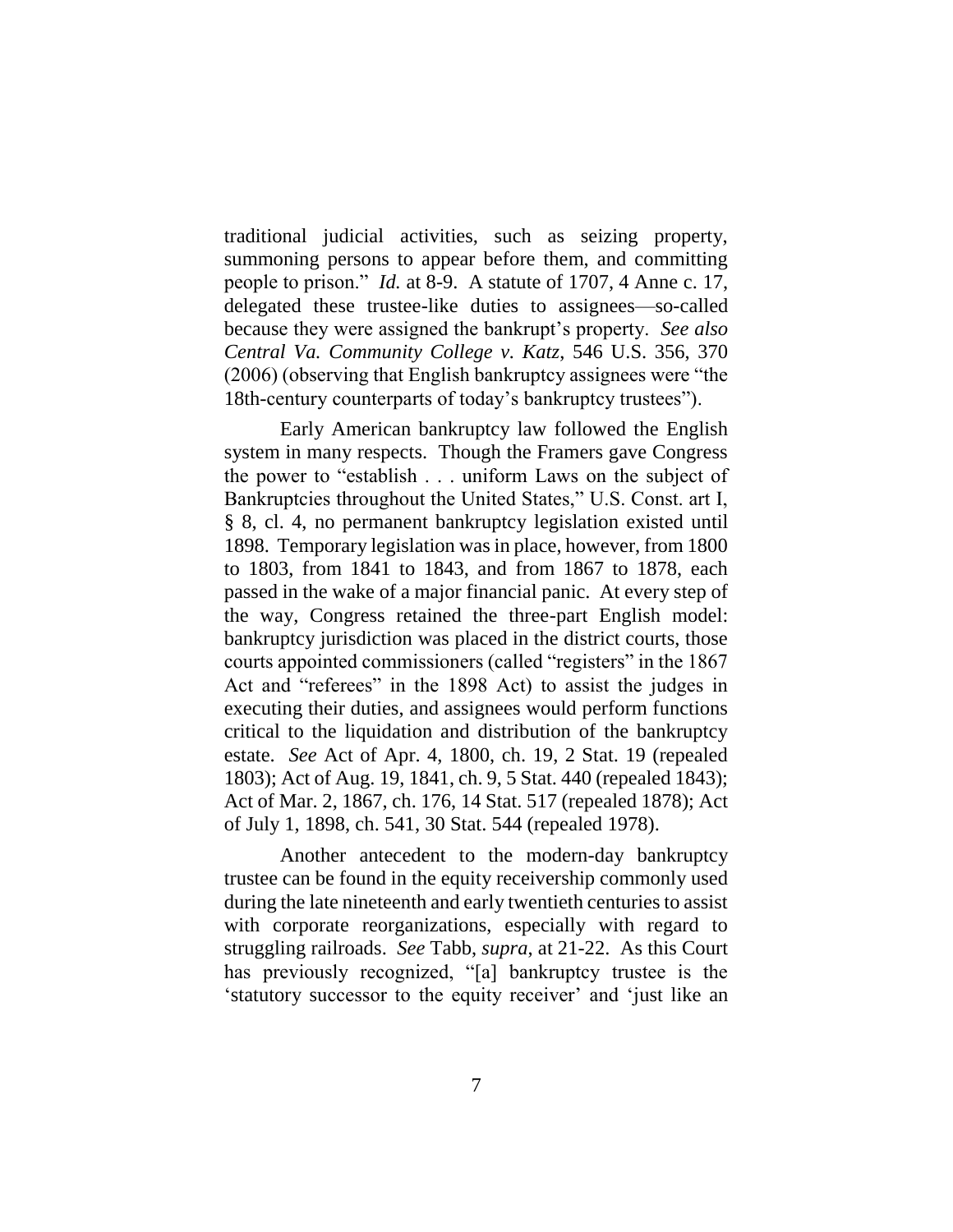traditional judicial activities, such as seizing property, summoning persons to appear before them, and committing people to prison." *Id.* at 8-9. A statute of 1707, 4 Anne c. 17, delegated these trustee-like duties to assignees—so-called because they were assigned the bankrupt's property. *See also Central Va. Community College v. Katz*, 546 U.S. 356, 370 (2006) (observing that English bankruptcy assignees were "the 18th-century counterparts of today's bankruptcy trustees").

Early American bankruptcy law followed the English system in many respects. Though the Framers gave Congress the power to "establish . . . uniform Laws on the subject of Bankruptcies throughout the United States," U.S. Const. art I, § 8, cl. 4, no permanent bankruptcy legislation existed until 1898. Temporary legislation was in place, however, from 1800 to 1803, from 1841 to 1843, and from 1867 to 1878, each passed in the wake of a major financial panic. At every step of the way, Congress retained the three-part English model: bankruptcy jurisdiction was placed in the district courts, those courts appointed commissioners (called "registers" in the 1867 Act and "referees" in the 1898 Act) to assist the judges in executing their duties, and assignees would perform functions critical to the liquidation and distribution of the bankruptcy estate. *See* Act of Apr. 4, 1800, ch. 19, 2 Stat. 19 (repealed 1803); Act of Aug. 19, 1841, ch. 9, 5 Stat. 440 (repealed 1843); Act of Mar. 2, 1867, ch. 176, 14 Stat. 517 (repealed 1878); Act of July 1, 1898, ch. 541, 30 Stat. 544 (repealed 1978).

Another antecedent to the modern-day bankruptcy trustee can be found in the equity receivership commonly used during the late nineteenth and early twentieth centuries to assist with corporate reorganizations, especially with regard to struggling railroads. *See* Tabb, *supra*, at 21-22. As this Court has previously recognized, "[a] bankruptcy trustee is the 'statutory successor to the equity receiver' and 'just like an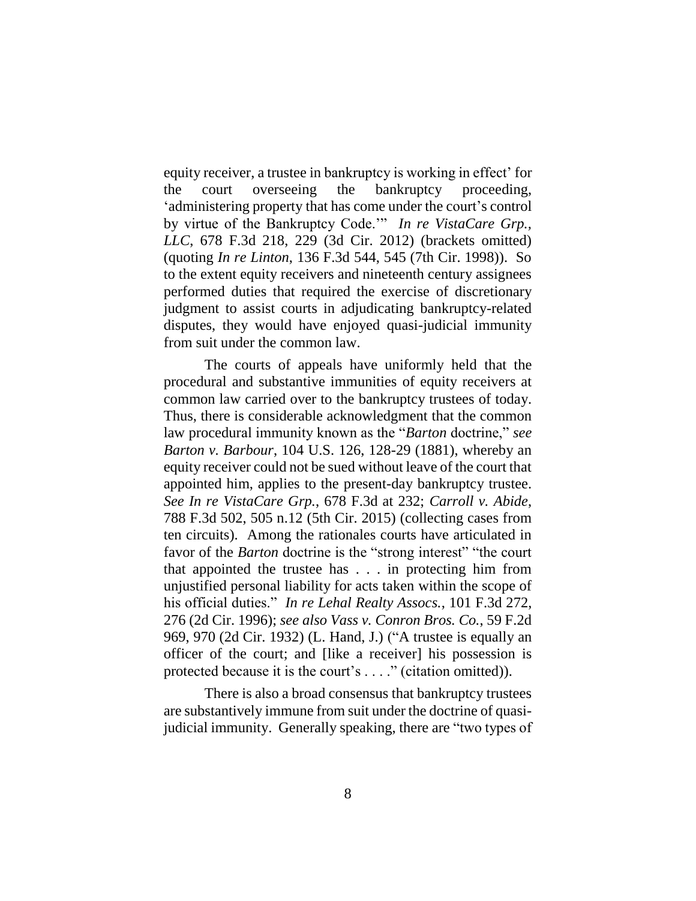equity receiver, a trustee in bankruptcy is working in effect' for the court overseeing the bankruptcy proceeding, 'administering property that has come under the court's control by virtue of the Bankruptcy Code.'" *In re VistaCare Grp., LLC*, 678 F.3d 218, 229 (3d Cir. 2012) (brackets omitted) (quoting *In re Linton*, 136 F.3d 544, 545 (7th Cir. 1998)). So to the extent equity receivers and nineteenth century assignees performed duties that required the exercise of discretionary judgment to assist courts in adjudicating bankruptcy-related disputes, they would have enjoyed quasi-judicial immunity from suit under the common law.

The courts of appeals have uniformly held that the procedural and substantive immunities of equity receivers at common law carried over to the bankruptcy trustees of today. Thus, there is considerable acknowledgment that the common law procedural immunity known as the "*Barton* doctrine," *see Barton v. Barbour*, 104 U.S. 126, 128-29 (1881), whereby an equity receiver could not be sued without leave of the court that appointed him, applies to the present-day bankruptcy trustee. *See In re VistaCare Grp.*, 678 F.3d at 232; *Carroll v. Abide*, 788 F.3d 502, 505 n.12 (5th Cir. 2015) (collecting cases from ten circuits). Among the rationales courts have articulated in favor of the *Barton* doctrine is the "strong interest" "the court that appointed the trustee has . . . in protecting him from unjustified personal liability for acts taken within the scope of his official duties." *In re Lehal Realty Assocs.*, 101 F.3d 272, 276 (2d Cir. 1996); *see also Vass v. Conron Bros. Co.*, 59 F.2d 969, 970 (2d Cir. 1932) (L. Hand, J.) ("A trustee is equally an officer of the court; and [like a receiver] his possession is protected because it is the court's . . . ." (citation omitted)).

There is also a broad consensus that bankruptcy trustees are substantively immune from suit under the doctrine of quasi-judicial immunity. Generally speaking, there are "two types of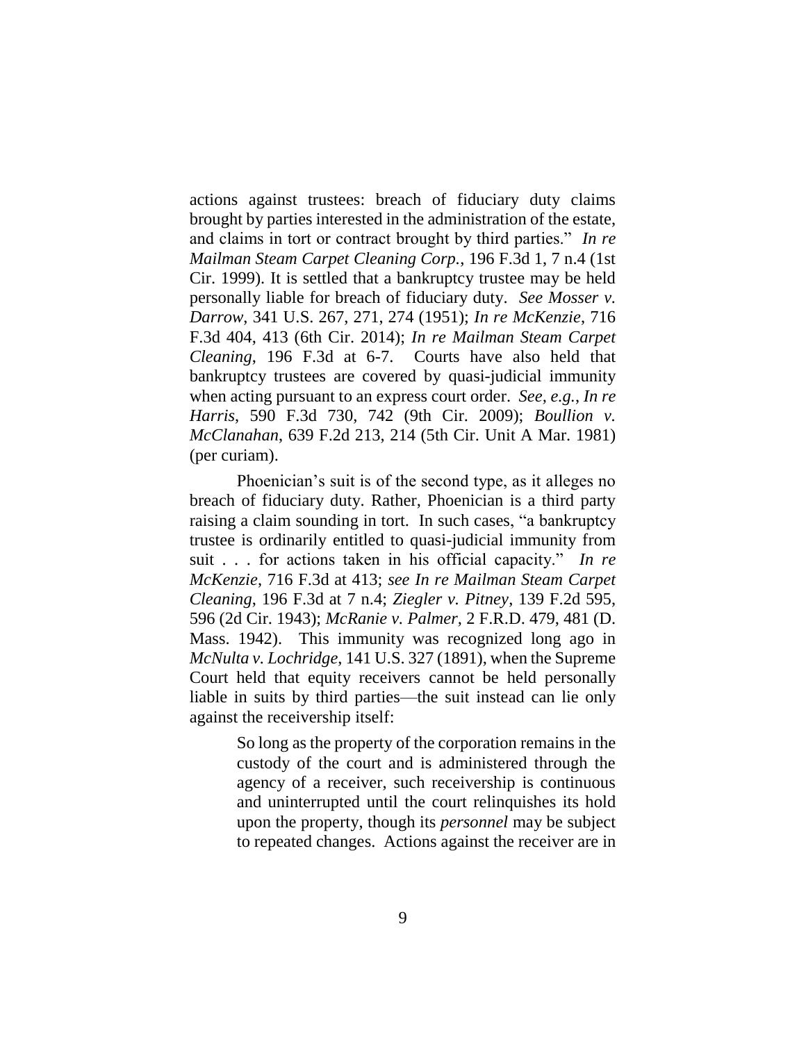actions against trustees: breach of fiduciary duty claims brought by parties interested in the administration of the estate, and claims in tort or contract brought by third parties." *In re Mailman Steam Carpet Cleaning Corp.*, 196 F.3d 1, 7 n.4 (1st Cir. 1999). It is settled that a bankruptcy trustee may be held personally liable for breach of fiduciary duty. *See Mosser v. Darrow*, 341 U.S. 267, 271, 274 (1951); *In re McKenzie*, 716 F.3d 404, 413 (6th Cir. 2014); *In re Mailman Steam Carpet Cleaning*, 196 F.3d at 6-7. Courts have also held that bankruptcy trustees are covered by quasi-judicial immunity when acting pursuant to an express court order. *See, e.g.*, *In re Harris*, 590 F.3d 730, 742 (9th Cir. 2009); *Boullion v. McClanahan*, 639 F.2d 213, 214 (5th Cir. Unit A Mar. 1981) (per curiam).

Phoenician's suit is of the second type, as it alleges no breach of fiduciary duty. Rather, Phoenician is a third party raising a claim sounding in tort. In such cases, "a bankruptcy trustee is ordinarily entitled to quasi-judicial immunity from suit . . . for actions taken in his official capacity." *In re McKenzie*, 716 F.3d at 413; *see In re Mailman Steam Carpet Cleaning*, 196 F.3d at 7 n.4; *Ziegler v. Pitney*, 139 F.2d 595, 596 (2d Cir. 1943); *McRanie v. Palmer*, 2 F.R.D. 479, 481 (D. Mass. 1942). This immunity was recognized long ago in *McNulta v. Lochridge*, 141 U.S. 327 (1891), when the Supreme Court held that equity receivers cannot be held personally liable in suits by third parties—the suit instead can lie only against the receivership itself:

> So long as the property of the corporation remains in the custody of the court and is administered through the agency of a receiver, such receivership is continuous and uninterrupted until the court relinquishes its hold upon the property, though its *personnel* may be subject to repeated changes. Actions against the receiver are in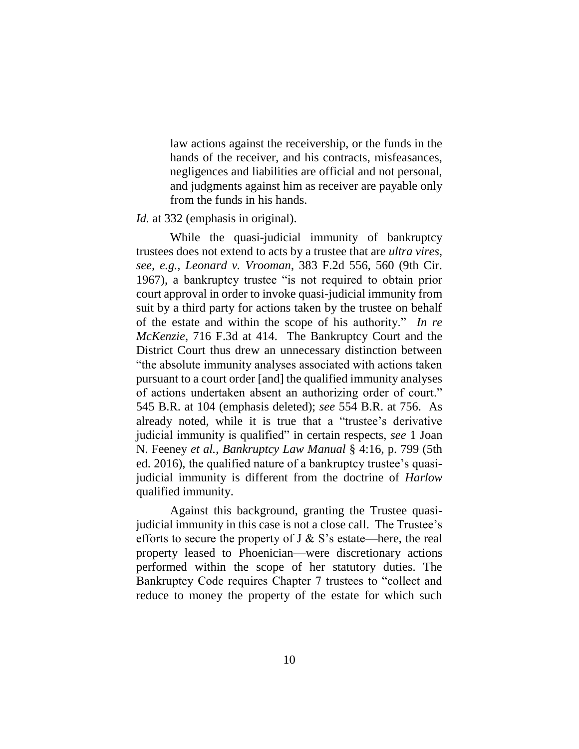> law actions against the receivership, or the funds in the hands of the receiver, and his contracts, misfeasances, negligences and liabilities are official and not personal, and judgments against him as receiver are payable only from the funds in his hands.

*Id.* at 332 (emphasis in original).

While the quasi-judicial immunity of bankruptcy trustees does not extend to acts by a trustee that are *ultra vires*, *see, e.g.*, *Leonard v. Vrooman*, 383 F.2d 556, 560 (9th Cir. 1967), a bankruptcy trustee "is not required to obtain prior court approval in order to invoke quasi-judicial immunity from suit by a third party for actions taken by the trustee on behalf of the estate and within the scope of his authority." *In re McKenzie*, 716 F.3d at 414. The Bankruptcy Court and the District Court thus drew an unnecessary distinction between "the absolute immunity analyses associated with actions taken pursuant to a court order [and] the qualified immunity analyses of actions undertaken absent an authorizing order of court." 545 B.R. at 104 (emphasis deleted); *see* 554 B.R. at 756. As already noted, while it is true that a "trustee's derivative judicial immunity is qualified" in certain respects, *see* 1 Joan N. Feeney *et al.*, *Bankruptcy Law Manual* § 4:16, p. 799 (5th ed. 2016), the qualified nature of a bankruptcy trustee's quasi-judicial immunity is different from the doctrine of *Harlow* qualified immunity.

Against this background, granting the Trustee quasi-judicial immunity in this case is not a close call. The Trustee's efforts to secure the property of J & S's estate—here, the real property leased to Phoenician—were discretionary actions performed within the scope of her statutory duties. The Bankruptcy Code requires Chapter 7 trustees to "collect and reduce to money the property of the estate for which such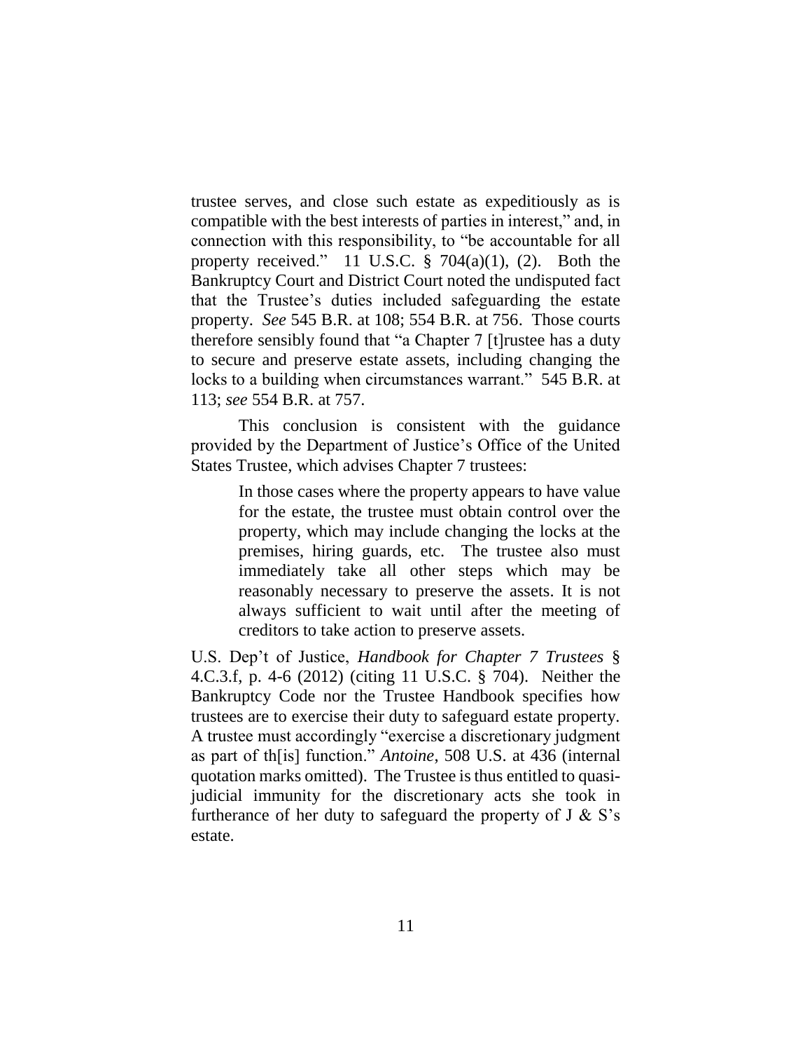trustee serves, and close such estate as expeditiously as is compatible with the best interests of parties in interest," and, in connection with this responsibility, to "be accountable for all property received." 11 U.S.C. § 704(a)(1), (2). Both the Bankruptcy Court and District Court noted the undisputed fact that the Trustee's duties included safeguarding the estate property. *See* 545 B.R. at 108; 554 B.R. at 756. Those courts therefore sensibly found that "a Chapter 7 [t]rustee has a duty to secure and preserve estate assets, including changing the locks to a building when circumstances warrant." 545 B.R. at 113; *see* 554 B.R. at 757.

This conclusion is consistent with the guidance provided by the Department of Justice's Office of the United States Trustee, which advises Chapter 7 trustees:

> In those cases where the property appears to have value for the estate, the trustee must obtain control over the property, which may include changing the locks at the premises, hiring guards, etc. The trustee also must immediately take all other steps which may be reasonably necessary to preserve the assets. It is not always sufficient to wait until after the meeting of creditors to take action to preserve assets.

U.S. Dep't of Justice, *Handbook for Chapter 7 Trustees* § 4.C.3.f, p. 4-6 (2012) (citing 11 U.S.C. § 704). Neither the Bankruptcy Code nor the Trustee Handbook specifies how trustees are to exercise their duty to safeguard estate property. A trustee must accordingly "exercise a discretionary judgment as part of th[is] function." *Antoine*, 508 U.S. at 436 (internal quotation marks omitted). The Trustee is thus entitled to quasi-judicial immunity for the discretionary acts she took in furtherance of her duty to safeguard the property of J & S's estate.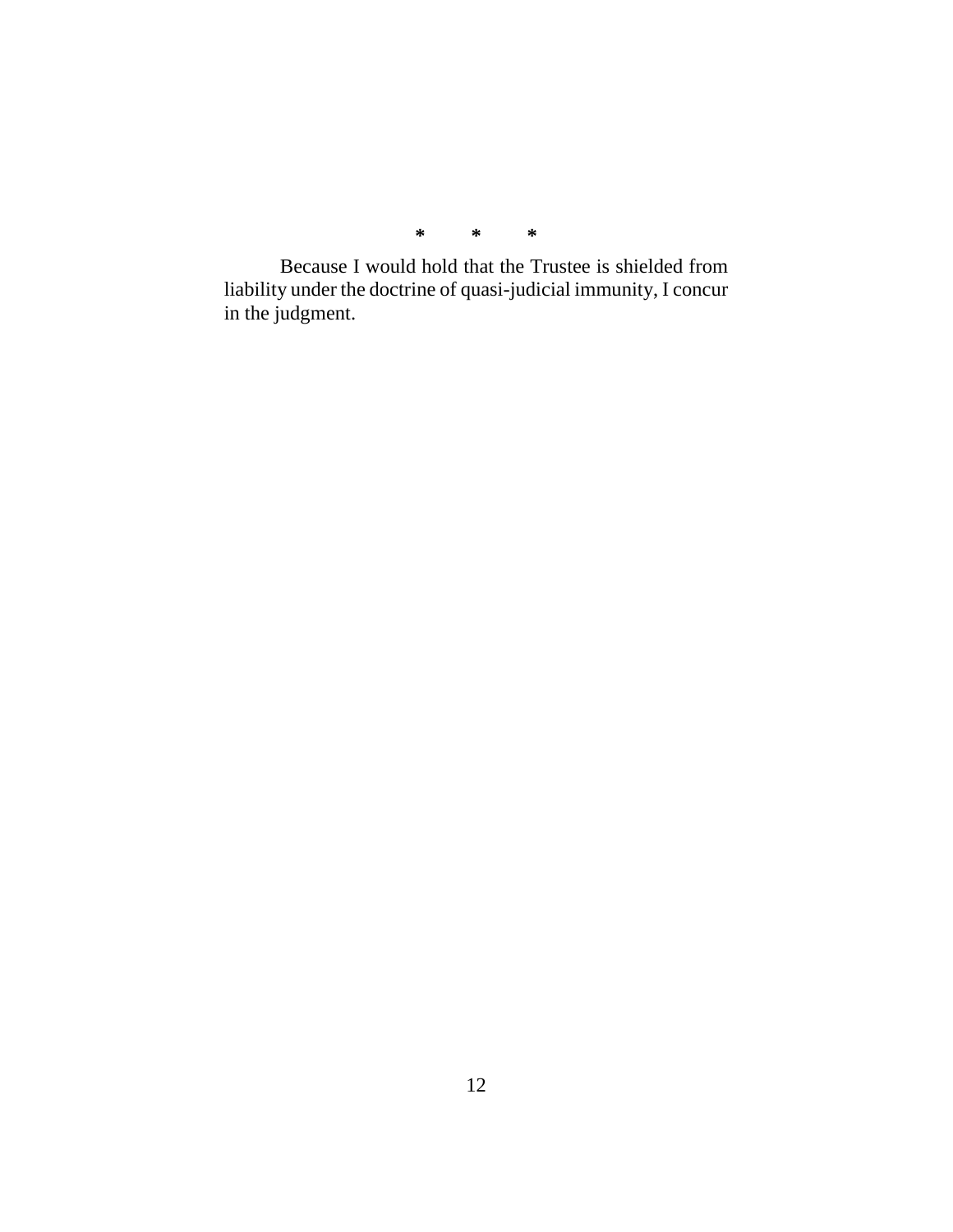\* \* \*

Because I would hold that the Trustee is shielded from liability under the doctrine of quasi-judicial immunity, I concur in the judgment.